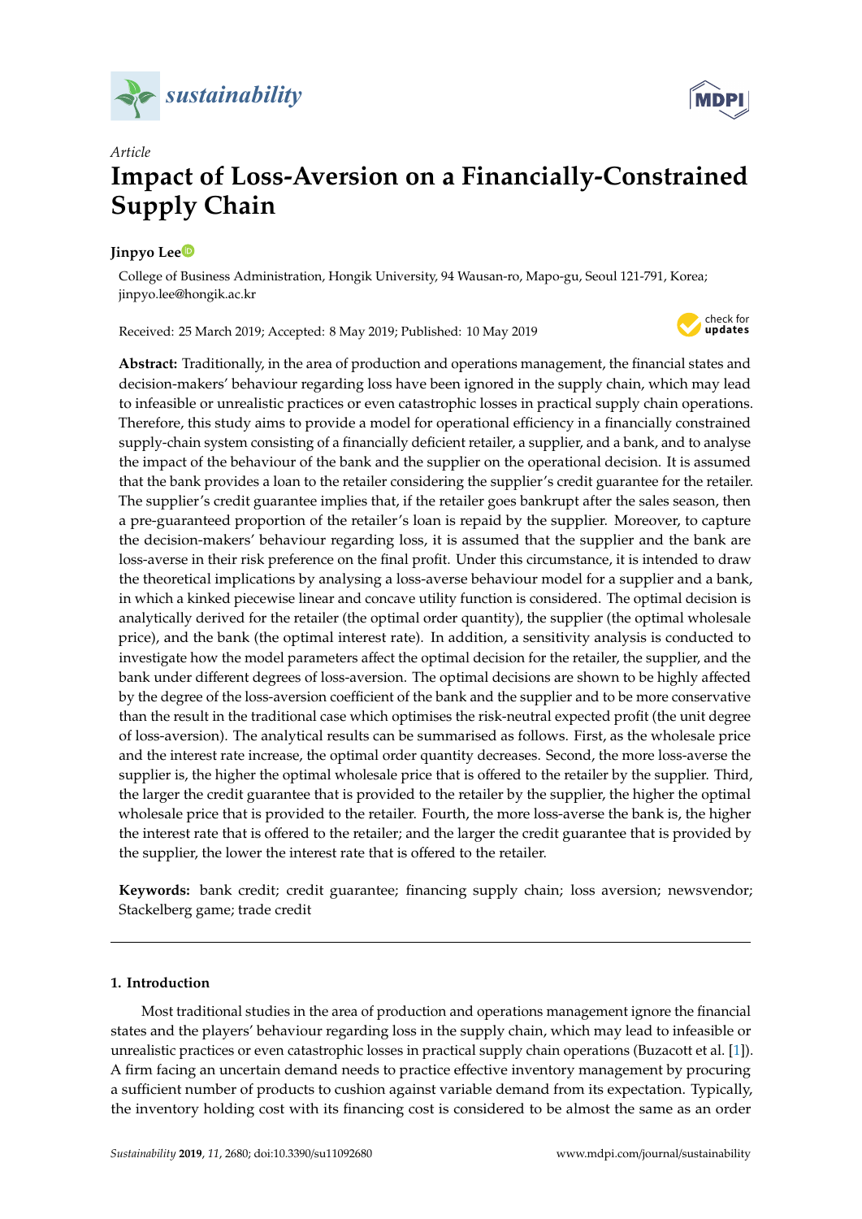*Article*

# Impact of Loss-Aversion on a Financially-Constrained Supply Chain

**Jinpyo Lee**

College of Business Administration, Hongik University, 94 Wausan-ro, Mapo-gu, Seoul 121-791, Korea; jinpyo.lee@hongik.ac.kr

Received: 25 March 2019; Accepted: 8 May 2019; Published: 10 May 2019

**Abstract:** Traditionally, in the area of production and operations management, the financial states and decision-makers' behaviour regarding loss have been ignored in the supply chain, which may lead to infeasible or unrealistic practices or even catastrophic losses in practical supply chain operations. Therefore, this study aims to provide a model for operational efficiency in a financially constrained supply-chain system consisting of a financially deficient retailer, a supplier, and a bank, and to analyse the impact of the behaviour of the bank and the supplier on the operational decision. It is assumed that the bank provides a loan to the retailer considering the supplier's credit guarantee for the retailer. The supplier's credit guarantee implies that, if the retailer goes bankrupt after the sales season, then a pre-guaranteed proportion of the retailer's loan is repaid by the supplier. Moreover, to capture the decision-makers' behaviour regarding loss, it is assumed that the supplier and the bank are loss-averse in their risk preference on the final profit. Under this circumstance, it is intended to draw the theoretical implications by analysing a loss-averse behaviour model for a supplier and a bank, in which a kinked piecewise linear and concave utility function is considered. The optimal decision is analytically derived for the retailer (the optimal order quantity), the supplier (the optimal wholesale price), and the bank (the optimal interest rate). In addition, a sensitivity analysis is conducted to investigate how the model parameters affect the optimal decision for the retailer, the supplier, and the bank under different degrees of loss-aversion. The optimal decisions are shown to be highly affected by the degree of the loss-aversion coefficient of the bank and the supplier and to be more conservative than the result in the traditional case which optimises the risk-neutral expected profit (the unit degree of loss-aversion). The analytical results can be summarised as follows. First, as the wholesale price and the interest rate increase, the optimal order quantity decreases. Second, the more loss-averse the supplier is, the higher the optimal wholesale price that is offered to the retailer by the supplier. Third, the larger the credit guarantee that is provided to the retailer by the supplier, the higher the optimal wholesale price that is provided to the retailer. Fourth, the more loss-averse the bank is, the higher the interest rate that is offered to the retailer; and the larger the credit guarantee that is provided by the supplier, the lower the interest rate that is offered to the retailer.

**Keywords:** bank credit; credit guarantee; financing supply chain; loss aversion; newsvendor; Stackelberg game; trade credit

## 1. Introduction

Most traditional studies in the area of production and operations management ignore the financial states and the players' behaviour regarding loss in the supply chain, which may lead to infeasible or unrealistic practices or even catastrophic losses in practical supply chain operations (Buzacott et al. [1]). A firm facing an uncertain demand needs to practice effective inventory management by procuring a sufficient number of products to cushion against variable demand from its expectation. Typically, the inventory holding cost with its financing cost is considered to be almost the same as an order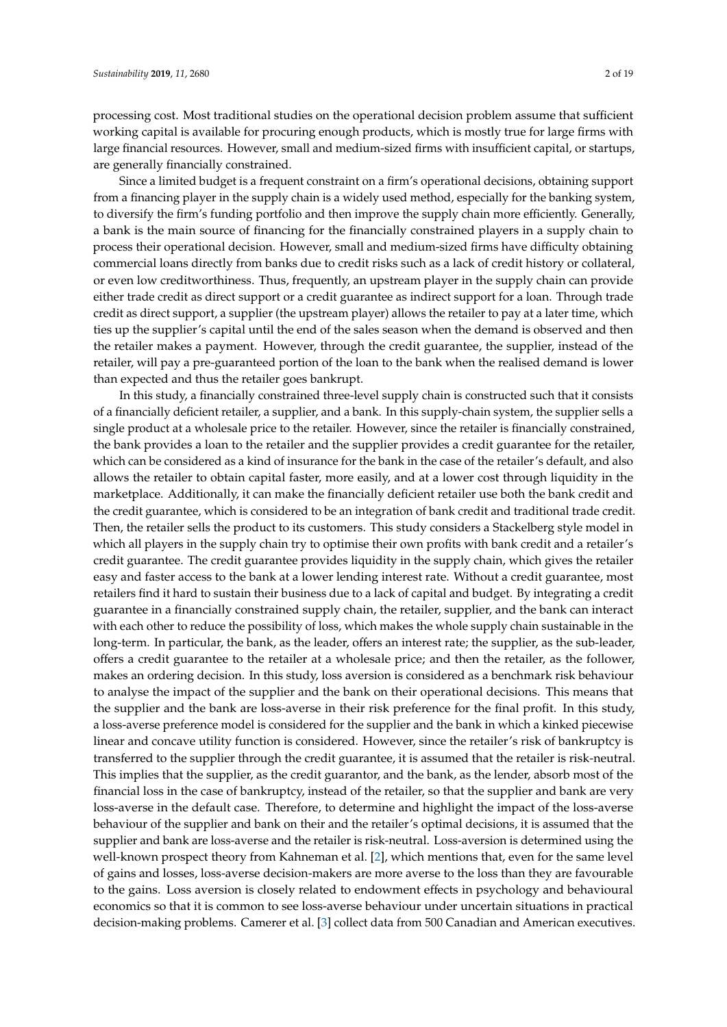processing cost. Most traditional studies on the operational decision problem assume that sufficient working capital is available for procuring enough products, which is mostly true for large firms with large financial resources. However, small and medium-sized firms with insufficient capital, or startups, are generally financially constrained.

Since a limited budget is a frequent constraint on a firm's operational decisions, obtaining support from a financing player in the supply chain is a widely used method, especially for the banking system, to diversify the firm's funding portfolio and then improve the supply chain more efficiently. Generally, a bank is the main source of financing for the financially constrained players in a supply chain to process their operational decision. However, small and medium-sized firms have difficulty obtaining commercial loans directly from banks due to credit risks such as a lack of credit history or collateral, or even low creditworthiness. Thus, frequently, an upstream player in the supply chain can provide either trade credit as direct support or a credit guarantee as indirect support for a loan. Through trade credit as direct support, a supplier (the upstream player) allows the retailer to pay at a later time, which ties up the supplier's capital until the end of the sales season when the demand is observed and then the retailer makes a payment. However, through the credit guarantee, the supplier, instead of the retailer, will pay a pre-guaranteed portion of the loan to the bank when the realised demand is lower than expected and thus the retailer goes bankrupt.

In this study, a financially constrained three-level supply chain is constructed such that it consists of a financially deficient retailer, a supplier, and a bank. In this supply-chain system, the supplier sells a single product at a wholesale price to the retailer. However, since the retailer is financially constrained, the bank provides a loan to the retailer and the supplier provides a credit guarantee for the retailer, which can be considered as a kind of insurance for the bank in the case of the retailer's default, and also allows the retailer to obtain capital faster, more easily, and at a lower cost through liquidity in the marketplace. Additionally, it can make the financially deficient retailer use both the bank credit and the credit guarantee, which is considered to be an integration of bank credit and traditional trade credit. Then, the retailer sells the product to its customers. This study considers a Stackelberg style model in which all players in the supply chain try to optimise their own profits with bank credit and a retailer's credit guarantee. The credit guarantee provides liquidity in the supply chain, which gives the retailer easy and faster access to the bank at a lower lending interest rate. Without a credit guarantee, most retailers find it hard to sustain their business due to a lack of capital and budget. By integrating a credit guarantee in a financially constrained supply chain, the retailer, supplier, and the bank can interact with each other to reduce the possibility of loss, which makes the whole supply chain sustainable in the long-term. In particular, the bank, as the leader, offers an interest rate; the supplier, as the sub-leader, offers a credit guarantee to the retailer at a wholesale price; and then the retailer, as the follower, makes an ordering decision. In this study, loss aversion is considered as a benchmark risk behaviour to analyse the impact of the supplier and the bank on their operational decisions. This means that the supplier and the bank are loss-averse in their risk preference for the final profit. In this study, a loss-averse preference model is considered for the supplier and the bank in which a kinked piecewise linear and concave utility function is considered. However, since the retailer's risk of bankruptcy is transferred to the supplier through the credit guarantee, it is assumed that the retailer is risk-neutral. This implies that the supplier, as the credit guarantor, and the bank, as the lender, absorb most of the financial loss in the case of bankruptcy, instead of the retailer, so that the supplier and bank are very loss-averse in the default case. Therefore, to determine and highlight the impact of the loss-averse behaviour of the supplier and bank on their and the retailer's optimal decisions, it is assumed that the supplier and bank are loss-averse and the retailer is risk-neutral. Loss-aversion is determined using the well-known prospect theory from Kahneman et al. [2], which mentions that, even for the same level of gains and losses, loss-averse decision-makers are more averse to the loss than they are favourable to the gains. Loss aversion is closely related to endowment effects in psychology and behavioural economics so that it is common to see loss-averse behaviour under uncertain situations in practical decision-making problems. Camerer et al. [3] collect data from 500 Canadian and American executives.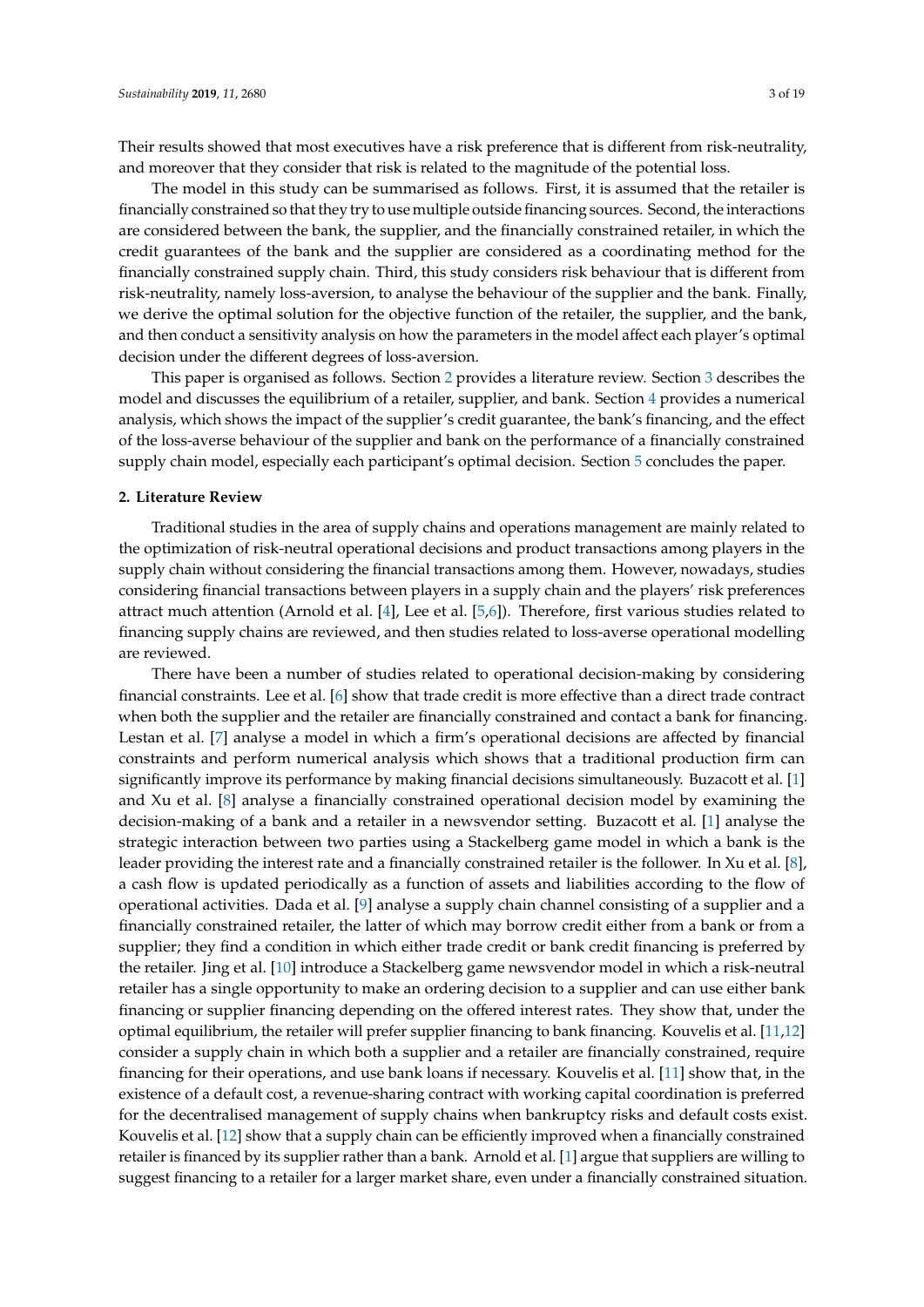Their results showed that most executives have a risk preference that is different from risk-neutrality, and moreover that they consider that risk is related to the magnitude of the potential loss.

The model in this study can be summarised as follows. First, it is assumed that the retailer is financially constrained so that they try to use multiple outside financing sources. Second, the interactions are considered between the bank, the supplier, and the financially constrained retailer, in which the credit guarantees of the bank and the supplier are considered as a coordinating method for the financially constrained supply chain. Third, this study considers risk behaviour that is different from risk-neutrality, namely loss-aversion, to analyse the behaviour of the supplier and the bank. Finally, we derive the optimal solution for the objective function of the retailer, the supplier, and the bank, and then conduct a sensitivity analysis on how the parameters in the model affect each player's optimal decision under the different degrees of loss-aversion.

This paper is organised as follows. Section 2 provides a literature review. Section 3 describes the model and discusses the equilibrium of a retailer, supplier, and bank. Section 4 provides a numerical analysis, which shows the impact of the supplier's credit guarantee, the bank's financing, and the effect of the loss-averse behaviour of the supplier and bank on the performance of a financially constrained supply chain model, especially each participant's optimal decision. Section 5 concludes the paper.

## 2. Literature Review

Traditional studies in the area of supply chains and operations management are mainly related to the optimization of risk-neutral operational decisions and product transactions among players in the supply chain without considering the financial transactions among them. However, nowadays, studies considering financial transactions between players in a supply chain and the players' risk preferences attract much attention (Arnold et al. [4], Lee et al. [5,6]). Therefore, first various studies related to financing supply chains are reviewed, and then studies related to loss-averse operational modelling are reviewed.

There have been a number of studies related to operational decision-making by considering financial constraints. Lee et al. [6] show that trade credit is more effective than a direct trade contract when both the supplier and the retailer are financially constrained and contact a bank for financing. Lestan et al. [7] analyse a model in which a firm's operational decisions are affected by financial constraints and perform numerical analysis which shows that a traditional production firm can significantly improve its performance by making financial decisions simultaneously. Buzacott et al. [1] and Xu et al. [8] analyse a financially constrained operational decision model by examining the decision-making of a bank and a retailer in a newsvendor setting. Buzacott et al. [1] analyse the strategic interaction between two parties using a Stackelberg game model in which a bank is the leader providing the interest rate and a financially constrained retailer is the follower. In Xu et al. [8], a cash flow is updated periodically as a function of assets and liabilities according to the flow of operational activities. Dada et al. [9] analyse a supply chain channel consisting of a supplier and a financially constrained retailer, the latter of which may borrow credit either from a bank or from a supplier; they find a condition in which either trade credit or bank credit financing is preferred by the retailer. Jing et al. [10] introduce a Stackelberg game newsvendor model in which a risk-neutral retailer has a single opportunity to make an ordering decision to a supplier and can use either bank financing or supplier financing depending on the offered interest rates. They show that, under the optimal equilibrium, the retailer will prefer supplier financing to bank financing. Kouvelis et al. [11,12] consider a supply chain in which both a supplier and a retailer are financially constrained, require financing for their operations, and use bank loans if necessary. Kouvelis et al. [11] show that, in the existence of a default cost, a revenue-sharing contract with working capital coordination is preferred for the decentralised management of supply chains when bankruptcy risks and default costs exist. Kouvelis et al. [12] show that a supply chain can be efficiently improved when a financially constrained retailer is financed by its supplier rather than a bank. Arnold et al. [1] argue that suppliers are willing to suggest financing to a retailer for a larger market share, even under a financially constrained situation.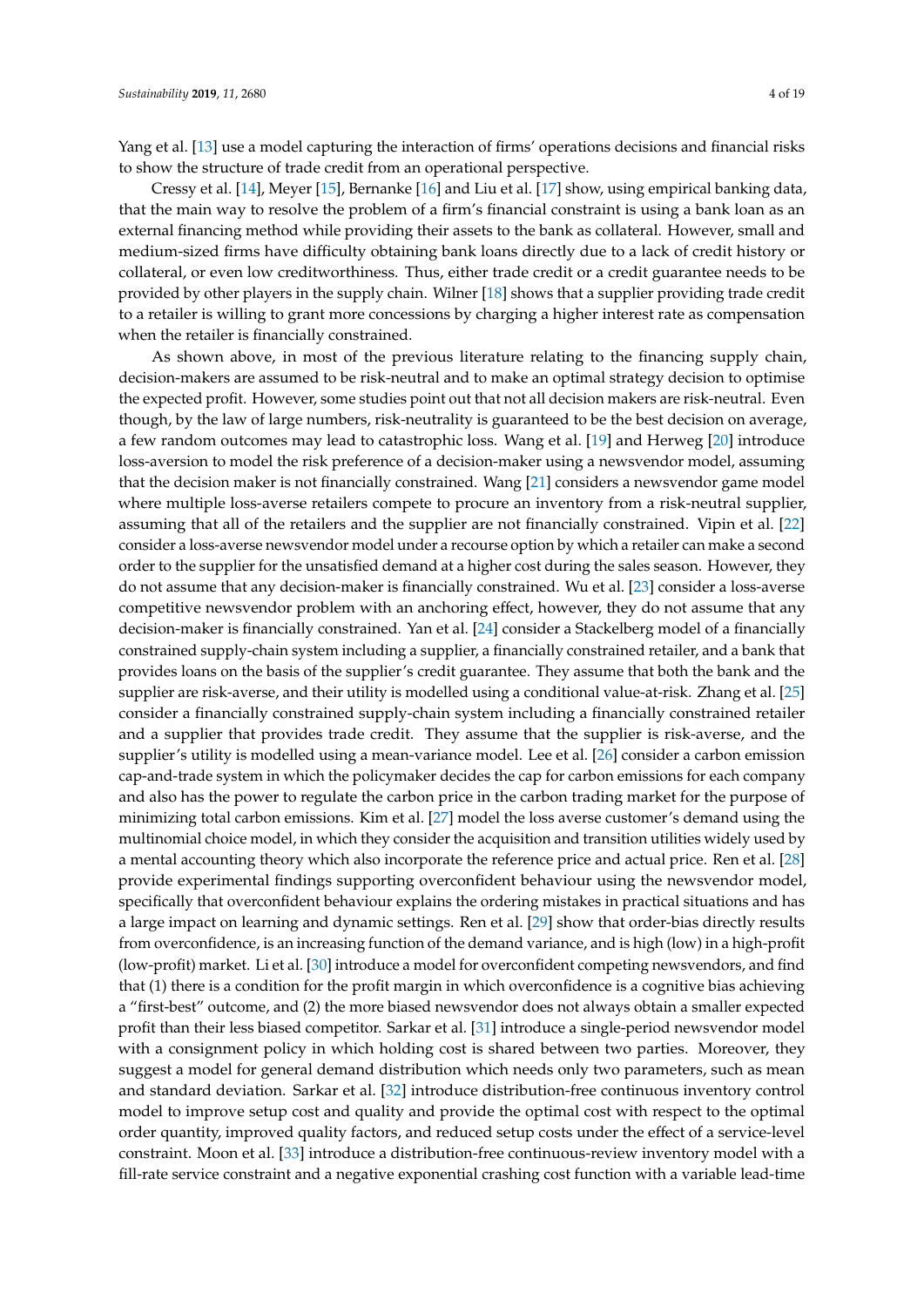Yang et al. [13] use a model capturing the interaction of firms' operations decisions and financial risks to show the structure of trade credit from an operational perspective.

Cressy et al. [14], Meyer [15], Bernanke [16] and Liu et al. [17] show, using empirical banking data, that the main way to resolve the problem of a firm's financial constraint is using a bank loan as an external financing method while providing their assets to the bank as collateral. However, small and medium-sized firms have difficulty obtaining bank loans directly due to a lack of credit history or collateral, or even low creditworthiness. Thus, either trade credit or a credit guarantee needs to be provided by other players in the supply chain. Wilner [18] shows that a supplier providing trade credit to a retailer is willing to grant more concessions by charging a higher interest rate as compensation when the retailer is financially constrained.

As shown above, in most of the previous literature relating to the financing supply chain, decision-makers are assumed to be risk-neutral and to make an optimal strategy decision to optimise the expected profit. However, some studies point out that not all decision makers are risk-neutral. Even though, by the law of large numbers, risk-neutrality is guaranteed to be the best decision on average, a few random outcomes may lead to catastrophic loss. Wang et al. [19] and Herweg [20] introduce loss-aversion to model the risk preference of a decision-maker using a newsvendor model, assuming that the decision maker is not financially constrained. Wang [21] considers a newsvendor game model where multiple loss-averse retailers compete to procure an inventory from a risk-neutral supplier, assuming that all of the retailers and the supplier are not financially constrained. Vipin et al. [22] consider a loss-averse newsvendor model under a recourse option by which a retailer can make a second order to the supplier for the unsatisfied demand at a higher cost during the sales season. However, they do not assume that any decision-maker is financially constrained. Wu et al. [23] consider a loss-averse competitive newsvendor problem with an anchoring effect, however, they do not assume that any decision-maker is financially constrained. Yan et al. [24] consider a Stackelberg model of a financially constrained supply-chain system including a supplier, a financially constrained retailer, and a bank that provides loans on the basis of the supplier's credit guarantee. They assume that both the bank and the supplier are risk-averse, and their utility is modelled using a conditional value-at-risk. Zhang et al. [25] consider a financially constrained supply-chain system including a financially constrained retailer and a supplier that provides trade credit. They assume that the supplier is risk-averse, and the supplier's utility is modelled using a mean-variance model. Lee et al. [26] consider a carbon emission cap-and-trade system in which the policymaker decides the cap for carbon emissions for each company and also has the power to regulate the carbon price in the carbon trading market for the purpose of minimizing total carbon emissions. Kim et al. [27] model the loss averse customer's demand using the multinomial choice model, in which they consider the acquisition and transition utilities widely used by a mental accounting theory which also incorporate the reference price and actual price. Ren et al. [28] provide experimental findings supporting overconfident behaviour using the newsvendor model, specifically that overconfident behaviour explains the ordering mistakes in practical situations and has a large impact on learning and dynamic settings. Ren et al. [29] show that order-bias directly results from overconfidence, is an increasing function of the demand variance, and is high (low) in a high-profit (low-profit) market. Li et al. [30] introduce a model for overconfident competing newsvendors, and find that (1) there is a condition for the profit margin in which overconfidence is a cognitive bias achieving a "first-best" outcome, and (2) the more biased newsvendor does not always obtain a smaller expected profit than their less biased competitor. Sarkar et al. [31] introduce a single-period newsvendor model with a consignment policy in which holding cost is shared between two parties. Moreover, they suggest a model for general demand distribution which needs only two parameters, such as mean and standard deviation. Sarkar et al. [32] introduce distribution-free continuous inventory control model to improve setup cost and quality and provide the optimal cost with respect to the optimal order quantity, improved quality factors, and reduced setup costs under the effect of a service-level constraint. Moon et al. [33] introduce a distribution-free continuous-review inventory model with a fill-rate service constraint and a negative exponential crashing cost function with a variable lead-time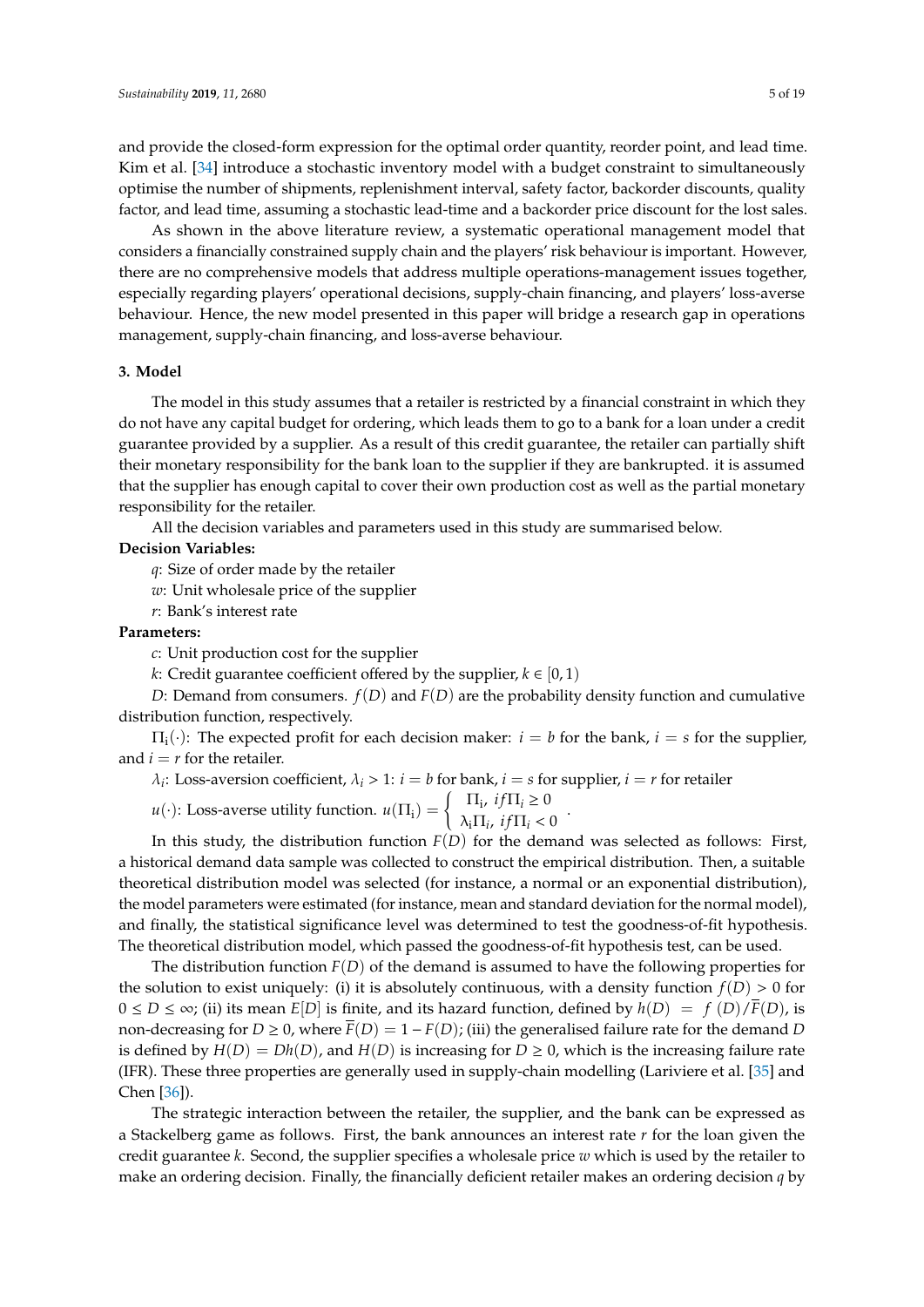and provide the closed-form expression for the optimal order quantity, reorder point, and lead time. Kim et al. [34] introduce a stochastic inventory model with a budget constraint to simultaneously optimise the number of shipments, replenishment interval, safety factor, backorder discounts, quality factor, and lead time, assuming a stochastic lead-time and a backorder price discount for the lost sales.

As shown in the above literature review, a systematic operational management model that considers a financially constrained supply chain and the players' risk behaviour is important. However, there are no comprehensive models that address multiple operations-management issues together, especially regarding players' operational decisions, supply-chain financing, and players' loss-averse behaviour. Hence, the new model presented in this paper will bridge a research gap in operations management, supply-chain financing, and loss-averse behaviour.

## 3. Model

The model in this study assumes that a retailer is restricted by a financial constraint in which they do not have any capital budget for ordering, which leads them to go to a bank for a loan under a credit guarantee provided by a supplier. As a result of this credit guarantee, the retailer can partially shift their monetary responsibility for the bank loan to the supplier if they are bankrupted. it is assumed that the supplier has enough capital to cover their own production cost as well as the partial monetary responsibility for the retailer.

All the decision variables and parameters used in this study are summarised below.

**Decision Variables:**

$q$: Size of order made by the retailer

$w$: Unit wholesale price of the supplier

$r$: Bank's interest rate

**Parameters:**

$c$: Unit production cost for the supplier

$k$: Credit guarantee coefficient offered by the supplier, $k \in [0, 1)$

$D$: Demand from consumers. $f(D)$ and $F(D)$ are the probability density function and cumulative distribution function, respectively.

$\Pi_i(\cdot)$: The expected profit for each decision maker: $i = b$ for the bank, $i = s$ for the supplier, and $i = r$ for the retailer.

$\lambda_i$: Loss-aversion coefficient, $\lambda_i > 1$: $i = b$ for bank, $i = s$ for supplier, $i = r$ for retailer

$u(\cdot)$: Loss-averse utility function. $u(\Pi_i) = \begin{cases} \Pi_i, & if \Pi_i \geq 0 \\ \lambda_i \Pi_i, & if \Pi_i < 0 \end{cases}$.

In this study, the distribution function $F(D)$ for the demand was selected as follows: First, a historical demand data sample was collected to construct the empirical distribution. Then, a suitable theoretical distribution model was selected (for instance, a normal or an exponential distribution), the model parameters were estimated (for instance, mean and standard deviation for the normal model), and finally, the statistical significance level was determined to test the goodness-of-fit hypothesis. The theoretical distribution model, which passed the goodness-of-fit hypothesis test, can be used.

The distribution function $F(D)$ of the demand is assumed to have the following properties for the solution to exist uniquely: (i) it is absolutely continuous, with a density function $f(D) > 0$ for $0 \leq D \leq \infty$; (ii) its mean $E[D]$ is finite, and its hazard function, defined by $h(D) = f(D)/\overline{F}(D)$, is non-decreasing for $D \geq 0$, where $\overline{F}(D) = 1 - F(D)$; (iii) the generalised failure rate for the demand $D$ is defined by $H(D) = Dh(D)$, and $H(D)$ is increasing for $D \geq 0$, which is the increasing failure rate (IFR). These three properties are generally used in supply-chain modelling (Lariviere et al. [35] and Chen [36]).

The strategic interaction between the retailer, the supplier, and the bank can be expressed as a Stackelberg game as follows. First, the bank announces an interest rate $r$ for the loan given the credit guarantee $k$. Second, the supplier specifies a wholesale price $w$ which is used by the retailer to make an ordering decision. Finally, the financially deficient retailer makes an ordering decision $q$ by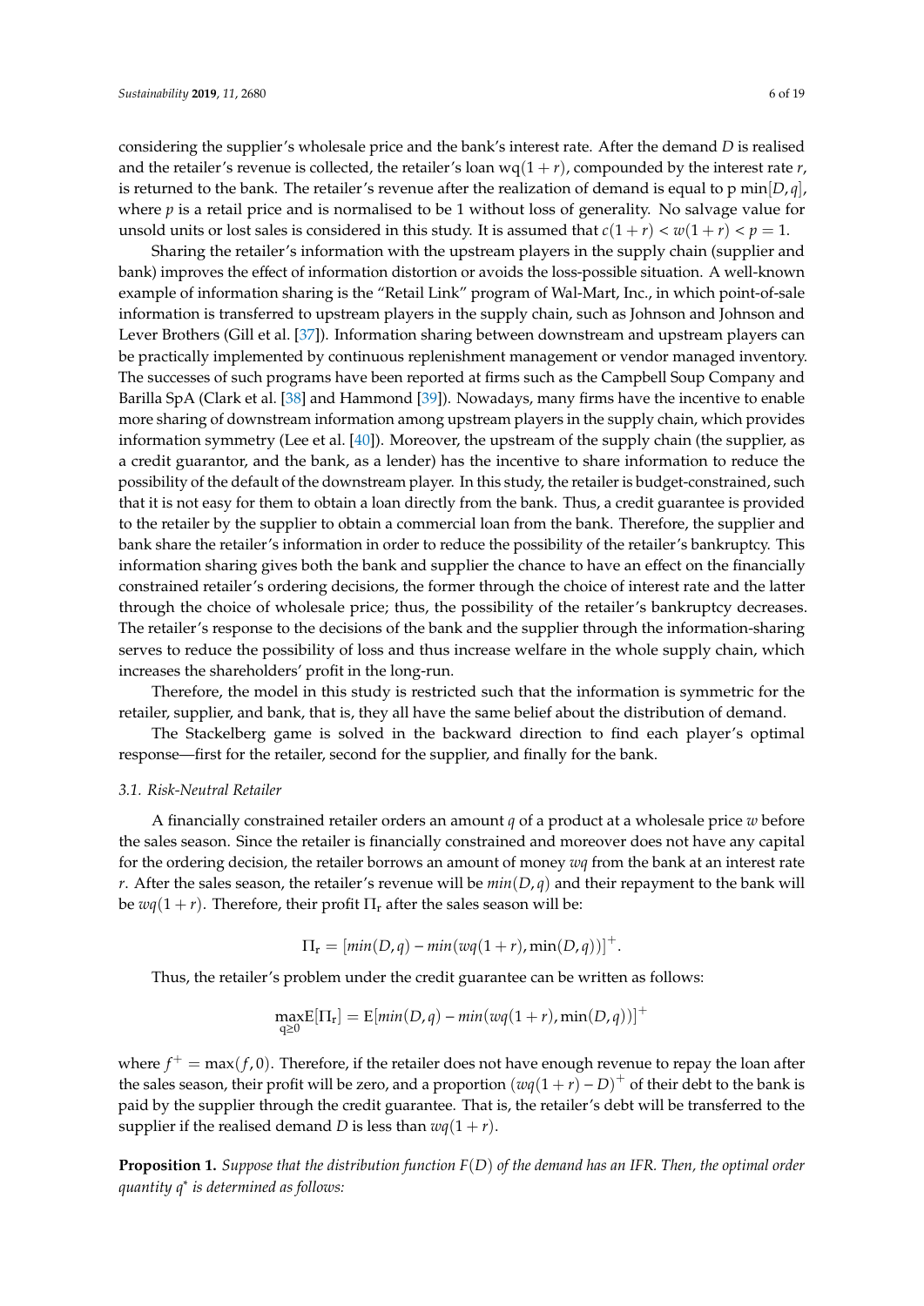considering the supplier's wholesale price and the bank's interest rate. After the demand $D$ is realised and the retailer's revenue is collected, the retailer's loan $wq(1+r)$, compounded by the interest rate $r$, is returned to the bank. The retailer's revenue after the realization of demand is equal to p $\min[D,q]$, where $p$ is a retail price and is normalised to be 1 without loss of generality. No salvage value for unsold units or lost sales is considered in this study. It is assumed that $c(1+r) < w(1+r) < p = 1$.

Sharing the retailer's information with the upstream players in the supply chain (supplier and bank) improves the effect of information distortion or avoids the loss-possible situation. A well-known example of information sharing is the "Retail Link" program of Wal-Mart, Inc., in which point-of-sale information is transferred to upstream players in the supply chain, such as Johnson and Johnson and Lever Brothers (Gill et al. [37]). Information sharing between downstream and upstream players can be practically implemented by continuous replenishment management or vendor managed inventory. The successes of such programs have been reported at firms such as the Campbell Soup Company and Barilla SpA (Clark et al. [38] and Hammond [39]). Nowadays, many firms have the incentive to enable more sharing of downstream information among upstream players in the supply chain, which provides information symmetry (Lee et al. [40]). Moreover, the upstream of the supply chain (the supplier, as a credit guarantor, and the bank, as a lender) has the incentive to share information to reduce the possibility of the default of the downstream player. In this study, the retailer is budget-constrained, such that it is not easy for them to obtain a loan directly from the bank. Thus, a credit guarantee is provided to the retailer by the supplier to obtain a commercial loan from the bank. Therefore, the supplier and bank share the retailer's information in order to reduce the possibility of the retailer's bankruptcy. This information sharing gives both the bank and supplier the chance to have an effect on the financially constrained retailer's ordering decisions, the former through the choice of interest rate and the latter through the choice of wholesale price; thus, the possibility of the retailer's bankruptcy decreases. The retailer's response to the decisions of the bank and the supplier through the information-sharing serves to reduce the possibility of loss and thus increase welfare in the whole supply chain, which increases the shareholders' profit in the long-run.

Therefore, the model in this study is restricted such that the information is symmetric for the retailer, supplier, and bank, that is, they all have the same belief about the distribution of demand.

The Stackelberg game is solved in the backward direction to find each player's optimal response—first for the retailer, second for the supplier, and finally for the bank.

### 3.1. Risk-Neutral Retailer

A financially constrained retailer orders an amount $q$ of a product at a wholesale price $w$ before the sales season. Since the retailer is financially constrained and moreover does not have any capital for the ordering decision, the retailer borrows an amount of money $wq$ from the bank at an interest rate $r$. After the sales season, the retailer's revenue will be $min(D,q)$ and their repayment to the bank will be $wq(1+r)$. Therefore, their profit $\Pi_r$ after the sales season will be:

$$\Pi_r = [min(D,q) - min(wq(1+r), \min(D,q))]^+.$$

Thus, the retailer's problem under the credit guarantee can be written as follows:

$$\max_{q \geq 0} E[\Pi_r] = E[min(D,q) - min(wq(1+r), \min(D,q))]^+$$

where $f^+ = \max(f, 0)$. Therefore, if the retailer does not have enough revenue to repay the loan after the sales season, their profit will be zero, and a proportion $(wq(1+r) - D)^+$ of their debt to the bank is paid by the supplier through the credit guarantee. That is, the retailer's debt will be transferred to the supplier if the realised demand $D$ is less than $wq(1+r)$.

**Proposition 1.** *Suppose that the distribution function $F(D)$ of the demand has an IFR. Then, the optimal order quantity $q^*$ is determined as follows:*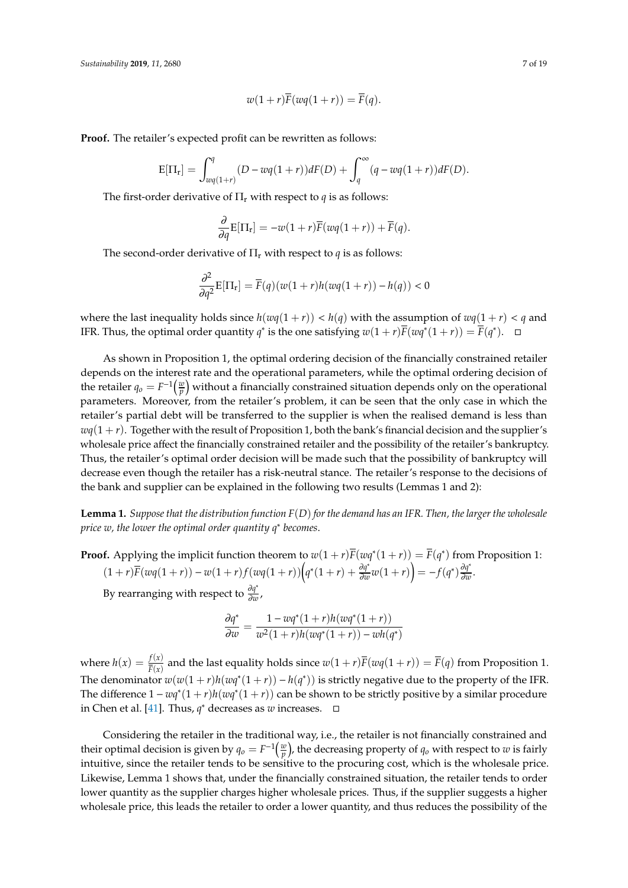$$w(1+r)\overline{F}(wq(1+r)) = \overline{F}(q).$$

**Proof.** The retailer's expected profit can be rewritten as follows:

$$\mathrm{E}[\Pi_\mathrm{r}] = \int_{wq(1+r)}^{q} (D - wq(1+r))dF(D) + \int_{q}^{\infty} (q - wq(1+r))dF(D).$$

The first-order derivative of $\Pi_\mathrm{r}$ with respect to $q$ is as follows:

$$\frac{\partial}{\partial q}\mathrm{E}[\Pi_\mathrm{r}] = -w(1+r)\overline{F}(wq(1+r)) + \overline{F}(q).$$

The second-order derivative of $\Pi_\mathrm{r}$ with respect to $q$ is as follows:

$$\frac{\partial^2}{\partial q^2}\mathrm{E}[\Pi_\mathrm{r}] = \overline{F}(q)(w(1+r)h(wq(1+r)) - h(q)) < 0$$

where the last inequality holds since $h(wq(1+r)) < h(q)$ with the assumption of $wq(1+r) < q$ and IFR. Thus, the optimal order quantity $q^*$ is the one satisfying $w(1+r)\overline{F}(wq^*(1+r)) = \overline{F}(q^*)$. □

As shown in Proposition 1, the optimal ordering decision of the financially constrained retailer depends on the interest rate and the operational parameters, while the optimal ordering decision of the retailer $q_o = F^{-1}\left(\frac{w}{p}\right)$ without a financially constrained situation depends only on the operational parameters. Moreover, from the retailer's problem, it can be seen that the only case in which the retailer's partial debt will be transferred to the supplier is when the realised demand is less than $wq(1+r)$. Together with the result of Proposition 1, both the bank's financial decision and the supplier's wholesale price affect the financially constrained retailer and the possibility of the retailer's bankruptcy. Thus, the retailer's optimal order decision will be made such that the possibility of bankruptcy will decrease even though the retailer has a risk-neutral stance. The retailer's response to the decisions of the bank and supplier can be explained in the following two results (Lemmas 1 and 2):

**Lemma 1.** *Suppose that the distribution function $F(D)$ for the demand has an IFR. Then, the larger the wholesale price $w$, the lower the optimal order quantity $q^*$ becomes.*

**Proof.** Applying the implicit function theorem to $w(1+r)\overline{F}(wq^*(1+r)) = \overline{F}(q^*)$ from Proposition 1: $(1+r)\overline{F}(wq(1+r)) - w(1+r)f(wq(1+r))\left(q^*(1+r) + \frac{\partial q^*}{\partial w}w(1+r)\right) = -f(q^*)\frac{\partial q^*}{\partial w}$.

By rearranging with respect to $\frac{\partial q^*}{\partial w}$,

$$\frac{\partial q^*}{\partial w} = \frac{1 - wq^*(1+r)h(wq^*(1+r))}{w^2(1+r)h(wq^*(1+r)) - wh(q^*)}$$

where $h(x) = \frac{f(x)}{\overline{F}(x)}$ and the last equality holds since $w(1+r)\overline{F}(wq(1+r)) = \overline{F}(q)$ from Proposition 1. The denominator $w(w(1+r)h(wq^*(1+r)) - h(q^*))$ is strictly negative due to the property of the IFR. The difference $1 - wq^*(1+r)h(wq^*(1+r))$ can be shown to be strictly positive by a similar procedure in Chen et al. [41]. Thus, $q^*$ decreases as $w$ increases. □

Considering the retailer in the traditional way, i.e., the retailer is not financially constrained and their optimal decision is given by $q_o = F^{-1}\left(\frac{w}{p}\right)$, the decreasing property of $q_o$ with respect to $w$ is fairly intuitive, since the retailer tends to be sensitive to the procuring cost, which is the wholesale price. Likewise, Lemma 1 shows that, under the financially constrained situation, the retailer tends to order lower quantity as the supplier charges higher wholesale prices. Thus, if the supplier suggests a higher wholesale price, this leads the retailer to order a lower quantity, and thus reduces the possibility of the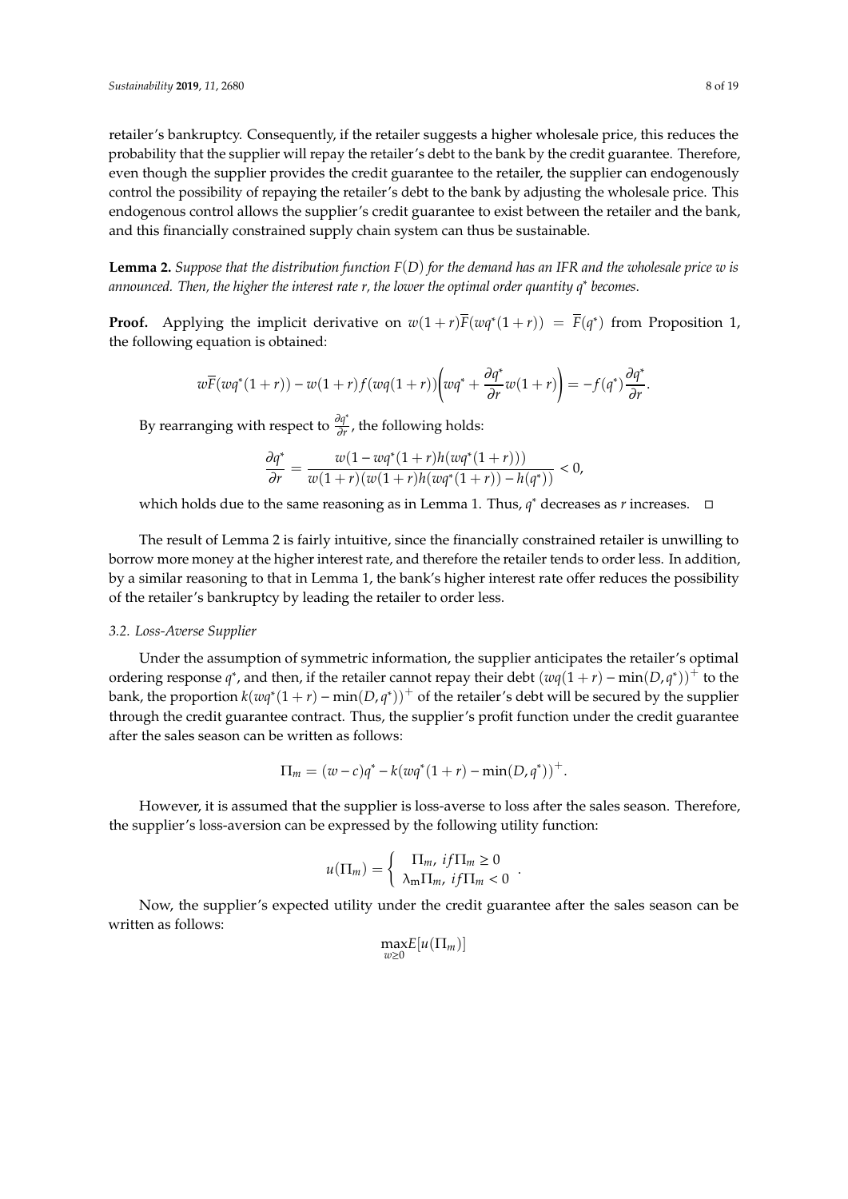retailer's bankruptcy. Consequently, if the retailer suggests a higher wholesale price, this reduces the probability that the supplier will repay the retailer's debt to the bank by the credit guarantee. Therefore, even though the supplier provides the credit guarantee to the retailer, the supplier can endogenously control the possibility of repaying the retailer's debt to the bank by adjusting the wholesale price. This endogenous control allows the supplier's credit guarantee to exist between the retailer and the bank, and this financially constrained supply chain system can thus be sustainable.

**Lemma 2.** *Suppose that the distribution function $F(D)$ for the demand has an IFR and the wholesale price $w$ is announced. Then, the higher the interest rate $r$, the lower the optimal order quantity $q^*$ becomes.*

**Proof.** Applying the implicit derivative on $w(1+r)\overline{F}(wq^*(1+r)) = \overline{F}(q^*)$ from Proposition 1, the following equation is obtained:

$$w\overline{F}(wq^*(1+r)) - w(1+r)f(wq(1+r))\left(wq^* + \frac{\partial q^*}{\partial r}w(1+r)\right) = -f(q^*)\frac{\partial q^*}{\partial r}.$$

By rearranging with respect to $\frac{\partial q^*}{\partial r}$, the following holds:

$$\frac{\partial q^*}{\partial r} = \frac{w(1 - wq^*(1+r)h(wq^*(1+r)))}{w(1+r)(w(1+r)h(wq^*(1+r)) - h(q^*))} < 0,$$

which holds due to the same reasoning as in Lemma 1. Thus, $q^*$ decreases as $r$ increases. □

The result of Lemma 2 is fairly intuitive, since the financially constrained retailer is unwilling to borrow more money at the higher interest rate, and therefore the retailer tends to order less. In addition, by a similar reasoning to that in Lemma 1, the bank's higher interest rate offer reduces the possibility of the retailer's bankruptcy by leading the retailer to order less.

### *3.2. Loss-Averse Supplier*

Under the assumption of symmetric information, the supplier anticipates the retailer's optimal ordering response $q^*$, and then, if the retailer cannot repay their debt $(wq(1+r) - \min(D, q^*))^+$ to the bank, the proportion $k(wq^*(1+r) - \min(D, q^*))^+$ of the retailer's debt will be secured by the supplier through the credit guarantee contract. Thus, the supplier's profit function under the credit guarantee after the sales season can be written as follows:

$$\Pi_m = (w-c)q^* - k(wq^*(1+r) - \min(D, q^*))^+.$$

However, it is assumed that the supplier is loss-averse to loss after the sales season. Therefore, the supplier's loss-aversion can be expressed by the following utility function:

$$u(\Pi_m) = \begin{cases} \Pi_m, \ if \Pi_m \geq 0 \\ \lambda_m \Pi_m, \ if \Pi_m < 0 \end{cases}.$$

Now, the supplier's expected utility under the credit guarantee after the sales season can be written as follows:

$$\max_{w \geq 0} E[u(\Pi_m)]$$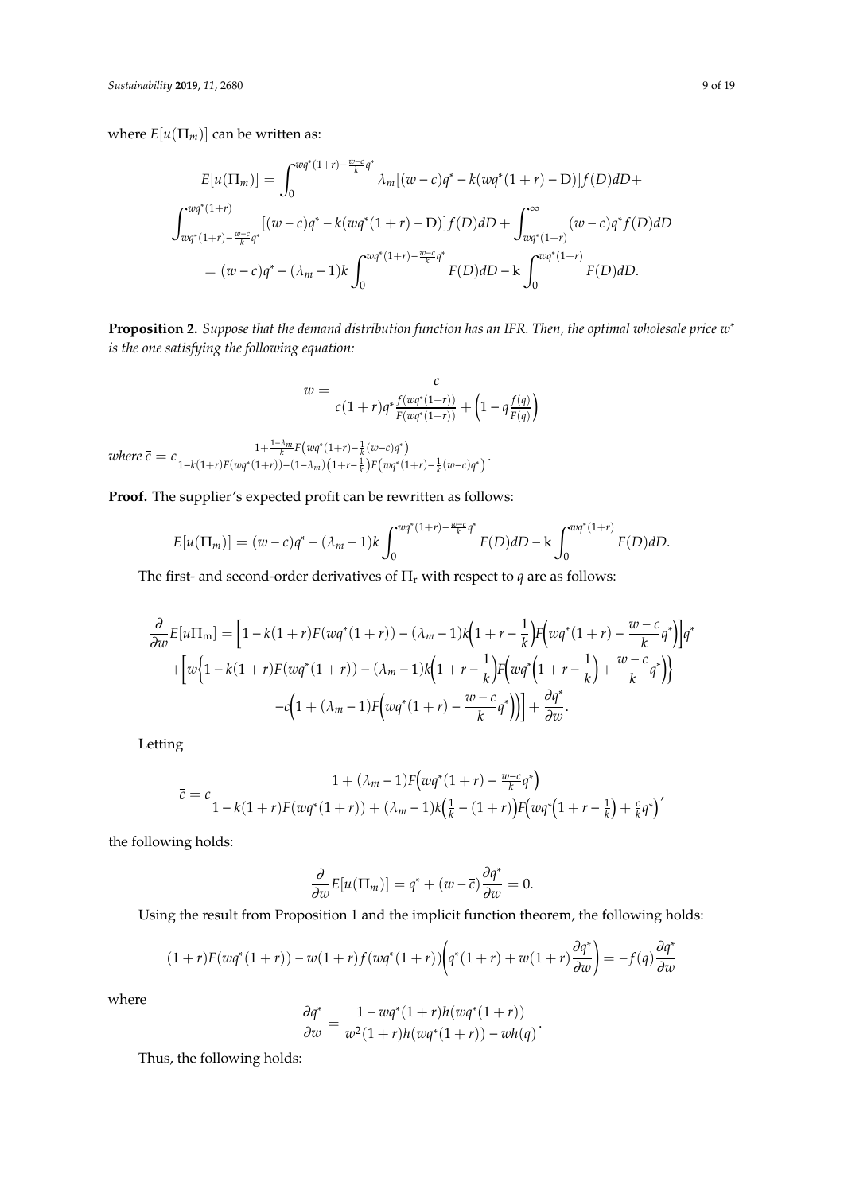where $E[u(\Pi_m)]$ can be written as:

$$
\begin{aligned}
E[u(\Pi_m)] &= \int_0^{wq^*(1+r)-\frac{w-c}{k}q^*} \lambda_m[(w-c)q^* - k(wq^*(1+r) - \mathrm{D})]f(D)dD + \\
&\int_{wq^*(1+r)-\frac{w-c}{k}q^*}^{wq^*(1+r)} [(w-c)q^* - k(wq^*(1+r) - \mathrm{D})]f(D)dD + \int_{wq^*(1+r)}^{\infty} (w-c)q^* f(D)dD \\
&= (w-c)q^* - (\lambda_m - 1)k\int_0^{wq^*(1+r)-\frac{w-c}{k}q^*} F(D)dD - \mathrm{k}\int_0^{wq^*(1+r)} F(D)dD.
\end{aligned}
$$

**Proposition 2.** *Suppose that the demand distribution function has an IFR. Then, the optimal wholesale price $w^*$ is the one satisfying the following equation:*

$$
w = \frac{\overline{c}}{\overline{c}(1+r)q^*\frac{f(wq^*(1+r))}{\overline{F}(wq^*(1+r))} + \left(1 - q\frac{f(q)}{\overline{F}(q)}\right)}
$$

*where* $\overline{c} = c\frac{1+\frac{1-\lambda_m}{k}F\left(wq^*(1+r)-\frac{1}{k}(w-c)q^*\right)}{1-k(1+r)F(wq^*(1+r))-(1-\lambda_m)\left(1+r-\frac{1}{k}\right)F\left(wq^*(1+r)-\frac{1}{k}(w-c)q^*\right)}$.

**Proof.** The supplier's expected profit can be rewritten as follows:

$$
E[u(\Pi_m)] = (w-c)q^* - (\lambda_m - 1)k\int_0^{wq^*(1+r)-\frac{w-c}{k}q^*} F(D)dD - \mathrm{k}\int_0^{wq^*(1+r)} F(D)dD.
$$

The first- and second-order derivatives of $\Pi_\mathrm{r}$ with respect to $q$ are as follows:

$$
\begin{aligned}
\frac{\partial}{\partial w}E[u\Pi_\mathrm{m}] &= \left[1 - k(1+r)F(wq^*(1+r)) - (\lambda_m - 1)k\left(1 + r - \frac{1}{k}\right)F\left(wq^*(1+r) - \frac{w-c}{k}q^*\right)\right]q^* \\
&+ \left[w\left\{1 - k(1+r)F(wq^*(1+r)) - (\lambda_m - 1)k\left(1 + r - \frac{1}{k}\right)F\left(wq^*\left(1 + r - \frac{1}{k}\right) + \frac{w-c}{k}q^*\right)\right\}\right. \\
&\left. - c\left(1 + (\lambda_m - 1)F\left(wq^*(1+r) - \frac{w-c}{k}q^*\right)\right)\right] + \frac{\partial q^*}{\partial w}.
\end{aligned}
$$

Letting

$$
\overline{c} = c\frac{1 + (\lambda_m - 1)F\left(wq^*(1+r) - \frac{w-c}{k}q^*\right)}{1 - k(1+r)F(wq^*(1+r)) + (\lambda_m - 1)k\left(\frac{1}{k} - (1+r)\right)F\left(wq^*\left(1 + r - \frac{1}{k}\right) + \frac{c}{k}q^*\right)},
$$

the following holds:

$$
\frac{\partial}{\partial w}E[u(\Pi_m)] = q^* + (w - \overline{c})\frac{\partial q^*}{\partial w} = 0.
$$

Using the result from Proposition 1 and the implicit function theorem, the following holds:

$$
(1+r)\overline{F}(wq^*(1+r)) - w(1+r)f(wq^*(1+r))\left(q^*(1+r) + w(1+r)\frac{\partial q^*}{\partial w}\right) = -f(q)\frac{\partial q^*}{\partial w}
$$

where

$$
\frac{\partial q^*}{\partial w} = \frac{1 - wq^*(1+r)h(wq^*(1+r))}{w^2(1+r)h(wq^*(1+r)) - wh(q)}.
$$

Thus, the following holds: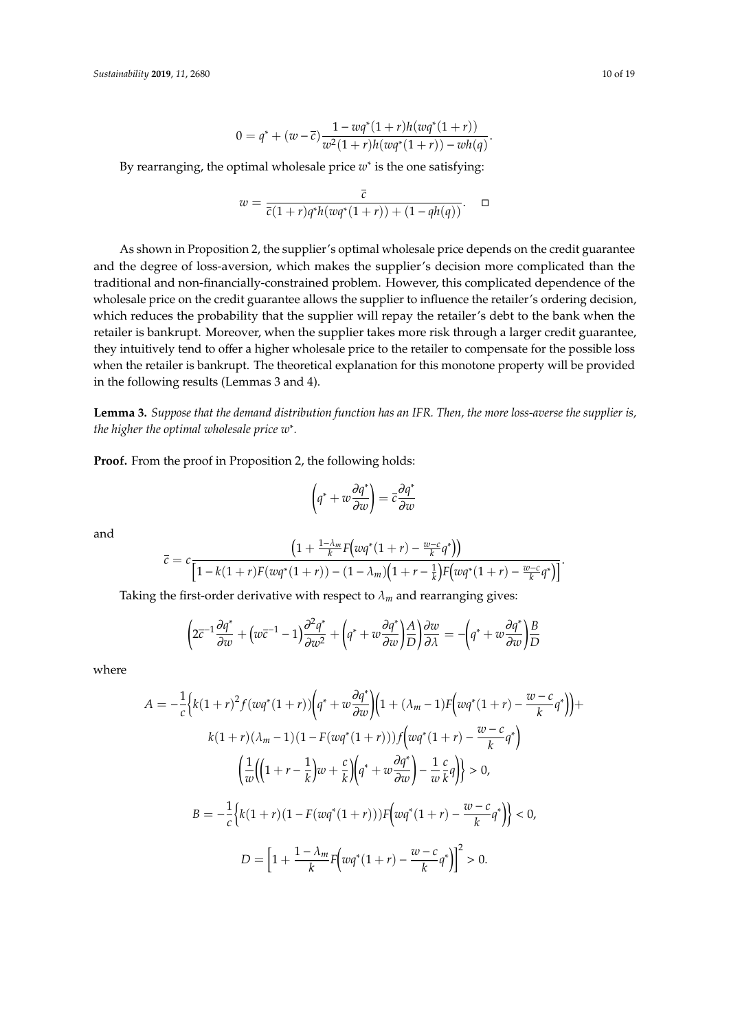$$0 = q^* + (w - \overline{c})\frac{1 - wq^*(1+r)h\big(wq^*(1+r)\big)}{w^2(1+r)h(wq^*(1+r)) - wh(q)}.$$

By rearranging, the optimal wholesale price $w^*$ is the one satisfying:

$$w = \frac{\overline{c}}{\overline{c}(1+r)q^*h(wq^*(1+r)) + (1 - qh(q))}. \quad \square$$

As shown in Proposition 2, the supplier's optimal wholesale price depends on the credit guarantee and the degree of loss-aversion, which makes the supplier's decision more complicated than the traditional and non-financially-constrained problem. However, this complicated dependence of the wholesale price on the credit guarantee allows the supplier to influence the retailer's ordering decision, which reduces the probability that the supplier will repay the retailer's debt to the bank when the retailer is bankrupt. Moreover, when the supplier takes more risk through a larger credit guarantee, they intuitively tend to offer a higher wholesale price to the retailer to compensate for the possible loss when the retailer is bankrupt. The theoretical explanation for this monotone property will be provided in the following results (Lemmas 3 and 4).

**Lemma 3.** *Suppose that the demand distribution function has an IFR. Then, the more loss-averse the supplier is, the higher the optimal wholesale price $w^*$.*

**Proof.** From the proof in Proposition 2, the following holds:

$$\left(q^* + w\frac{\partial q^*}{\partial w}\right) = \overline{c}\frac{\partial q^*}{\partial w}$$

and

$$\overline{c} = c\frac{\left(1 + \frac{1-\lambda_m}{k}F\left(wq^*(1+r) - \frac{w-c}{k}q^*\right)\right)}{\left[1 - k(1+r)F(wq^*(1+r)) - (1-\lambda_m)\left(1 + r - \frac{1}{k}\right)F\left(wq^*(1+r) - \frac{w-c}{k}q^*\right)\right]}.$$

Taking the first-order derivative with respect to $\lambda_m$ and rearranging gives:

$$\left(2\overline{c}^{-1}\frac{\partial q^*}{\partial w} + \left(w\overline{c}^{-1} - 1\right)\frac{\partial^2 q^*}{\partial w^2} + \left(q^* + w\frac{\partial q^*}{\partial w}\right)\frac{A}{D}\right)\frac{\partial w}{\partial \lambda} = -\left(q^* + w\frac{\partial q^*}{\partial w}\right)\frac{B}{D}$$

where

$$\begin{aligned}
A = -\frac{1}{c}\Bigg\{ & k(1+r)^2 f(wq^*(1+r))\left(q^* + w\frac{\partial q^*}{\partial w}\right)\left(1 + (\lambda_m - 1)F\left(wq^*(1+r) - \frac{w-c}{k}q^*\right)\right) + \\
& k(1+r)(\lambda_m - 1)(1 - F(wq^*(1+r)))f\left(wq^*(1+r) - \frac{w-c}{k}q^*\right) \\
& \left(\frac{1}{w}\left(\left(1 + r - \frac{1}{k}\right)w + \frac{c}{k}\right)\left(q^* + w\frac{\partial q^*}{\partial w}\right) - \frac{1}{w}\frac{c}{k}q\right)\Bigg\} > 0,
\end{aligned}$$

$$B = -\frac{1}{c}\left\{k(1+r)(1 - F(wq^*(1+r)))F\left(wq^*(1+r) - \frac{w-c}{k}q^*\right)\right\} < 0,$$

$$D = \left[1 + \frac{1-\lambda_m}{k}F\left(wq^*(1+r) - \frac{w-c}{k}q^*\right)\right]^2 > 0.$$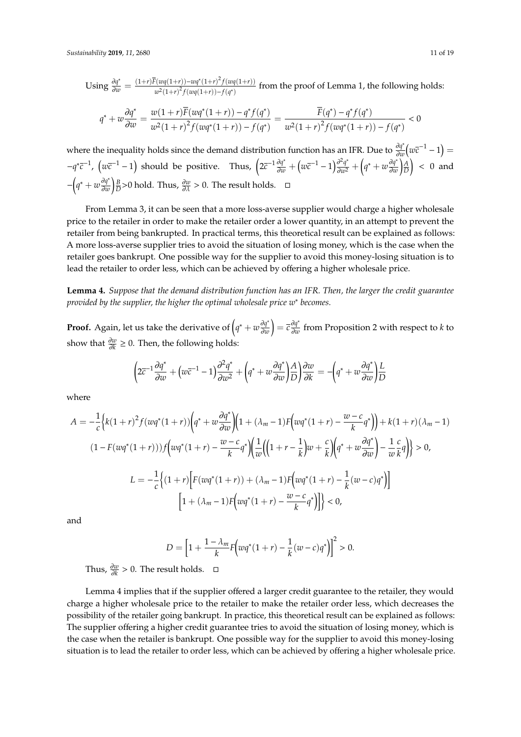Using $\frac{\partial q^*}{\partial w} = \frac{(1+r)\overline{F}(wq(1+r)) - wq^*(1+r)^2 f(wq(1+r))}{w^2(1+r)^2 f(wq(1+r)) - f(q^*)}$ from the proof of Lemma 1, the following holds:

$$q^* + w\frac{\partial q^*}{\partial w} = \frac{w(1+r)\overline{F}(wq^*(1+r)) - q^* f(q^*)}{w^2(1+r)^2 f(wq^*(1+r)) - f(q^*)} = \frac{\overline{F}(q^*) - q^* f(q^*)}{w^2(1+r)^2 f(wq^*(1+r)) - f(q^*)} < 0$$

where the inequality holds since the demand distribution function has an IFR. Due to $\frac{\partial q^*}{\partial w}\left(w\overline{c}^{-1} - 1\right) = -q^*\overline{c}^{-1}$, $\left(w\overline{c}^{-1} - 1\right)$ should be positive. Thus, $\left(2\overline{c}^{-1}\frac{\partial q^*}{\partial w} + \left(w\overline{c}^{-1} - 1\right)\frac{\partial^2 q^*}{\partial w^2} + \left(q^* + w\frac{\partial q^*}{\partial w}\right)\frac{A}{D}\right) < 0$ and $-\left(q^* + w\frac{\partial q^*}{\partial w}\right)\frac{B}{D} > 0$ hold. Thus, $\frac{\partial w}{\partial \lambda} > 0$. The result holds. □

From Lemma 3, it can be seen that a more loss-averse supplier would charge a higher wholesale price to the retailer in order to make the retailer order a lower quantity, in an attempt to prevent the retailer from being bankrupted. In practical terms, this theoretical result can be explained as follows: A more loss-averse supplier tries to avoid the situation of losing money, which is the case when the retailer goes bankrupt. One possible way for the supplier to avoid this money-losing situation is to lead the retailer to order less, which can be achieved by offering a higher wholesale price.

**Lemma 4.** *Suppose that the demand distribution function has an IFR. Then, the larger the credit guarantee provided by the supplier, the higher the optimal wholesale price $w^*$ becomes.*

**Proof.** Again, let us take the derivative of $\left(q^* + w\frac{\partial q^*}{\partial w}\right) = \overline{c}\frac{\partial q^*}{\partial w}$ from Proposition 2 with respect to $k$ to show that $\frac{\partial w}{\partial k} \geq 0$. Then, the following holds:

$$\left(2\overline{c}^{-1}\frac{\partial q^*}{\partial w} + \left(w\overline{c}^{-1} - 1\right)\frac{\partial^2 q^*}{\partial w^2} + \left(q^* + w\frac{\partial q^*}{\partial w}\right)\frac{A}{D}\right)\frac{\partial w}{\partial k} = -\left(q^* + w\frac{\partial q^*}{\partial w}\right)\frac{L}{D}$$

where

$$A = -\frac{1}{c}\left\{k(1+r)^2 f(wq^*(1+r))\left(q^* + w\frac{\partial q^*}{\partial w}\right)\left(1 + (\lambda_m - 1)F\left(wq^*(1+r) - \frac{w-c}{k}q^*\right)\right) + k(1+r)(\lambda_m - 1)\right.$$
$$\left.(1 - F(wq^*(1+r)))f\left(wq^*(1+r) - \frac{w-c}{k}q^*\right)\left(\frac{1}{w}\left(\left(1 + r - \frac{1}{k}\right)w + \frac{c}{k}\right)\left(q^* + w\frac{\partial q^*}{\partial w}\right) - \frac{1}{w}\frac{c}{k}q\right)\right\} > 0,$$

$$L = -\frac{1}{c}\left\{(1+r)\left[F(wq^*(1+r)) + (\lambda_m - 1)F\left(wq^*(1+r) - \frac{1}{k}(w-c)q^*\right)\right]\right.$$
$$\left.\left[1 + (\lambda_m - 1)F\left(wq^*(1+r) - \frac{w-c}{k}q^*\right)\right]\right\} < 0,$$

and

$$D = \left[1 + \frac{1-\lambda_m}{k}F\left(wq^*(1+r) - \frac{1}{k}(w-c)q^*\right)\right]^2 > 0.$$

Thus, $\frac{\partial w}{\partial k} > 0$. The result holds. □

Lemma 4 implies that if the supplier offered a larger credit guarantee to the retailer, they would charge a higher wholesale price to the retailer to make the retailer order less, which decreases the possibility of the retailer going bankrupt. In practice, this theoretical result can be explained as follows: The supplier offering a higher credit guarantee tries to avoid the situation of losing money, which is the case when the retailer is bankrupt. One possible way for the supplier to avoid this money-losing situation is to lead the retailer to order less, which can be achieved by offering a higher wholesale price.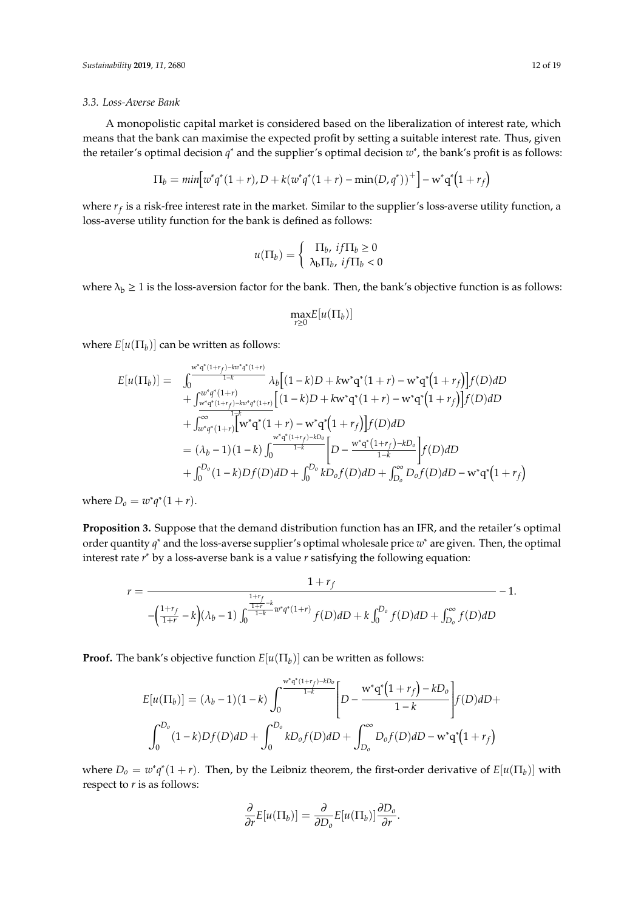### 3.3. Loss-Averse Bank

A monopolistic capital market is considered based on the liberalization of interest rate, which means that the bank can maximise the expected profit by setting a suitable interest rate. Thus, given the retailer's optimal decision $q^*$ and the supplier's optimal decision $w^*$, the bank's profit is as follows:

$$\Pi_b = min\Big[w^*q^*(1+r), D + k\big(w^*q^*(1+r) - \min(D, q^*)\big)^+\Big] - w^*q^*\big(1+r_f\big)$$

where $r_f$ is a risk-free interest rate in the market. Similar to the supplier's loss-averse utility function, a loss-averse utility function for the bank is defined as follows:

$$u(\Pi_b) = \begin{cases} \Pi_b, \ if \Pi_b \geq 0 \\ \lambda_b \Pi_b, \ if \Pi_b < 0 \end{cases}$$

where $\lambda_b \geq 1$ is the loss-aversion factor for the bank. Then, the bank's objective function is as follows:

$$\max_{r \geq 0} E[u(\Pi_b)]$$

where $E[u(\Pi_b)]$ can be written as follows:

$$\begin{aligned} E[u(\Pi_b)] = \ & \int_0^{\frac{w^*q^*(1+r_f) - kw^*q^*(1+r)}{1-k}} \lambda_b\Big[(1-k)D + kw^*q^*(1+r) - w^*q^*\big(1+r_f\big)\Big]f(D)dD \\ & + \int_{\frac{w^*q^*(1+r_f) - kw^*q^*(1+r)}{1-k}}^{w^*q^*(1+r)} \Big[(1-k)D + kw^*q^*(1+r) - w^*q^*\big(1+r_f\big)\Big]f(D)dD \\ & + \int_{w^*q^*(1+r)}^{\infty}\Big[w^*q^*(1+r) - w^*q^*\big(1+r_f\big)\Big]f(D)dD \\ & = (\lambda_b - 1)(1-k)\int_0^{\frac{w^*q^*(1+r_f) - kD_o}{1-k}}\left[D - \frac{w^*q^*\big(1+r_f\big) - kD_o}{1-k}\right]f(D)dD \\ & + \int_0^{D_o}(1-k)Df(D)dD + \int_0^{D_o}kD_o f(D)dD + \int_{D_o}^{\infty}D_o f(D)dD - w^*q^*\big(1+r_f\big) \end{aligned}$$

where $D_o = w^*q^*(1+r)$.

**Proposition 3.** Suppose that the demand distribution function has an IFR, and the retailer's optimal order quantity $q^*$ and the loss-averse supplier's optimal wholesale price $w^*$ are given. Then, the optimal interest rate $r^*$ by a loss-averse bank is a value $r$ satisfying the following equation:

$$r = \frac{1+r_f}{-\left(\frac{1+r_f}{1+r} - k\right)(\lambda_b - 1)\int_0^{\frac{\frac{1+r_f}{1+r} - k}{1-k}w^*q^*(1+r)} f(D)dD + k\int_0^{D_o} f(D)dD + \int_{D_o}^{\infty} f(D)dD} - 1.$$

**Proof.** The bank's objective function $E[u(\Pi_b)]$ can be written as follows:

$$E[u(\Pi_b)] = (\lambda_b - 1)(1-k)\int_0^{\frac{w^*q^*(1+r_f) - kD_o}{1-k}}\left[D - \frac{w^*q^*\big(1+r_f\big) - kD_o}{1-k}\right]f(D)dD +$$
$$\int_0^{D_o}(1-k)Df(D)dD + \int_0^{D_o}kD_o f(D)dD + \int_{D_o}^{\infty}D_o f(D)dD - w^*q^*\big(1+r_f\big)$$

where $D_o = w^*q^*(1+r)$. Then, by the Leibniz theorem, the first-order derivative of $E[u(\Pi_b)]$ with respect to $r$ is as follows:

$$\frac{\partial}{\partial r}E[u(\Pi_b)] = \frac{\partial}{\partial D_o}E[u(\Pi_b)]\frac{\partial D_o}{\partial r}.$$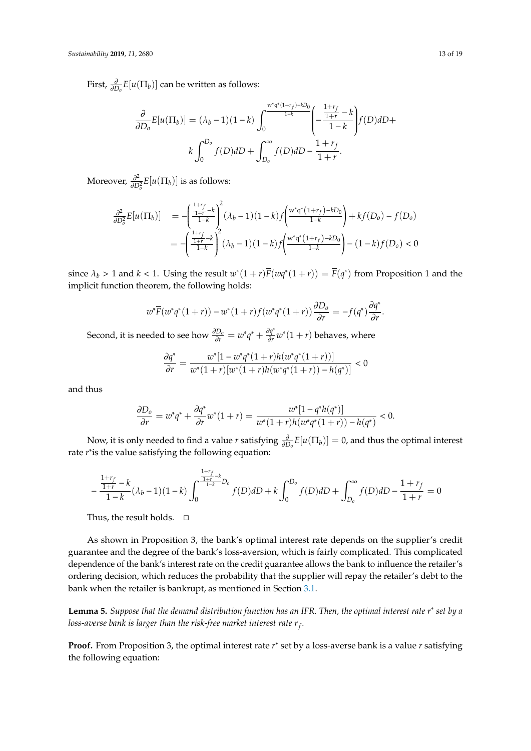First, $\frac{\partial}{\partial D_o}E[u(\Pi_b)]$ can be written as follows:

$$\frac{\partial}{\partial D_o}E[u(\Pi_b)] = (\lambda_b - 1)(1-k)\int_0^{\frac{w^*q^*(1+r_f)-kD_0}{1-k}}\left(-\frac{\frac{1+r_f}{1+r}-k}{1-k}\right)f(D)dD + k\int_0^{D_o}f(D)dD + \int_{D_o}^{\infty}f(D)dD - \frac{1+r_f}{1+r}.$$

Moreover, $\frac{\partial^2}{\partial D_o^2}E[u(\Pi_b)]$ is as follows:

$$\begin{aligned}\frac{\partial^2}{\partial D_o^2}E[u(\Pi_b)] &= -\left(\frac{\frac{1+r_f}{1+r}-k}{1-k}\right)^2(\lambda_b-1)(1-k)f\left(\frac{w^*q^*(1+r_f)-kD_0}{1-k}\right) + kf(D_o) - f(D_o) \\ &= -\left(\frac{\frac{1+r_f}{1+r}-k}{1-k}\right)^2(\lambda_b-1)(1-k)f\left(\frac{w^*q^*(1+r_f)-kD_0}{1-k}\right) - (1-k)f(D_o) < 0\end{aligned}$$

since $\lambda_b > 1$ and $k < 1$. Using the result $w^*(1+r)\overline{F}(wq^*(1+r)) = \overline{F}(q^*)$ from Proposition 1 and the implicit function theorem, the following holds:

$$w^*\overline{F}(w^*q^*(1+r)) - w^*(1+r)f(w^*q^*(1+r))\frac{\partial D_o}{\partial r} = -f(q^*)\frac{\partial q^*}{\partial r}.$$

Second, it is needed to see how $\frac{\partial D_o}{\partial r} = w^*q^* + \frac{\partial q^*}{\partial r}w^*(1+r)$ behaves, where

$$\frac{\partial q^*}{\partial r} = \frac{w^*[1 - w^*q^*(1+r)h(w^*q^*(1+r))]}{w^*(1+r)[w^*(1+r)h(w^*q^*(1+r)) - h(q^*)]} < 0$$

and thus

$$\frac{\partial D_o}{\partial r} = w^*q^* + \frac{\partial q^*}{\partial r}w^*(1+r) = \frac{w^*[1 - q^*h(q^*)]}{w^*(1+r)h(w^*q^*(1+r)) - h(q^*)} < 0.$$

Now, it is only needed to find a value $r$ satisfying $\frac{\partial}{\partial D_o}E[u(\Pi_b)] = 0$, and thus the optimal interest rate $r^*$is the value satisfying the following equation:

$$-\frac{\frac{1+r_f}{1+r}-k}{1-k}(\lambda_b-1)(1-k)\int_0^{\frac{\frac{1+r_f}{1+r}-k}{1-k}D_o}f(D)dD + k\int_0^{D_o}f(D)dD + \int_{D_o}^{\infty}f(D)dD - \frac{1+r_f}{1+r} = 0$$

Thus, the result holds. □

As shown in Proposition 3, the bank's optimal interest rate depends on the supplier's credit guarantee and the degree of the bank's loss-aversion, which is fairly complicated. This complicated dependence of the bank's interest rate on the credit guarantee allows the bank to influence the retailer's ordering decision, which reduces the probability that the supplier will repay the retailer's debt to the bank when the retailer is bankrupt, as mentioned in Section 3.1.

**Lemma 5.** *Suppose that the demand distribution function has an IFR. Then, the optimal interest rate $r^*$ set by a loss-averse bank is larger than the risk-free market interest rate $r_f$.*

**Proof.** From Proposition 3, the optimal interest rate $r^*$ set by a loss-averse bank is a value $r$ satisfying the following equation: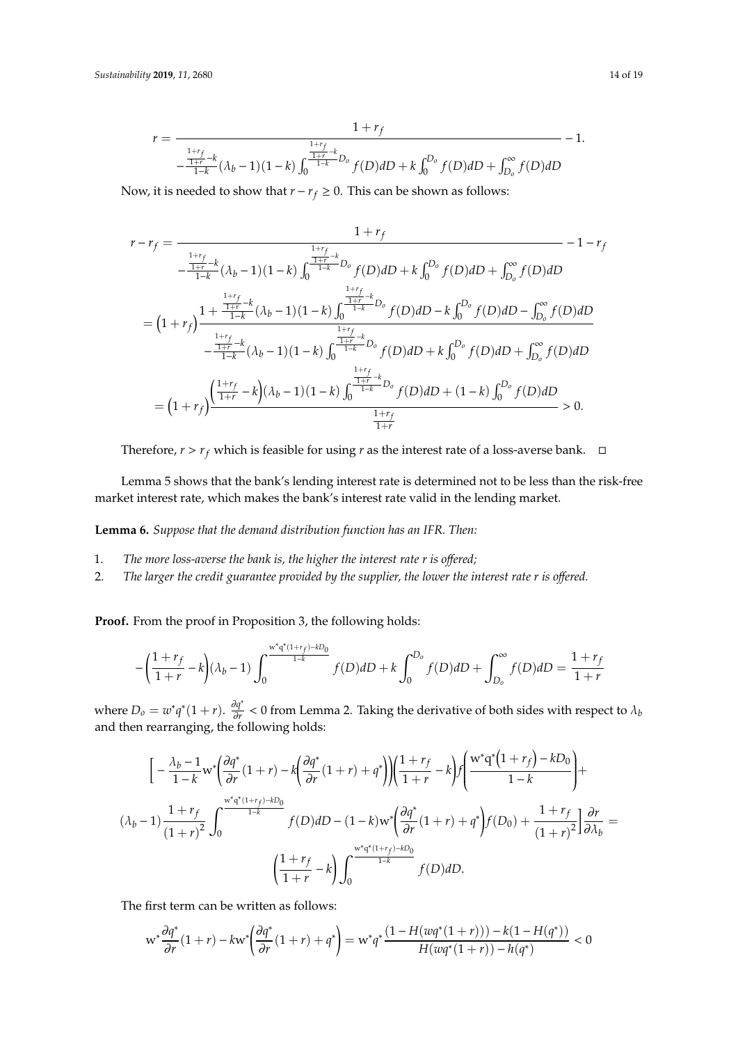$$r = \frac{1+r_f}{-\frac{\frac{1+r_f}{1+r}-k}{1-k}(\lambda_b-1)(1-k)\int_0^{\frac{\frac{1+r_f}{1+r}-k}{1-k}D_o} f(D)dD + k\int_0^{D_o} f(D)dD + \int_{D_o}^{\infty} f(D)dD} - 1.$$

Now, it is needed to show that $r - r_f \geq 0$. This can be shown as follows:

$$\begin{aligned}
r - r_f &= \frac{1+r_f}{-\frac{\frac{1+r_f}{1+r}-k}{1-k}(\lambda_b-1)(1-k)\int_0^{\frac{\frac{1+r_f}{1+r}-k}{1-k}D_o} f(D)dD + k\int_0^{D_o} f(D)dD + \int_{D_o}^{\infty} f(D)dD} - 1 - r_f \\
&= \left(1+r_f\right)\frac{1 + \frac{\frac{1+r_f}{1+r}-k}{1-k}(\lambda_b-1)(1-k)\int_0^{\frac{\frac{1+r_f}{1+r}-k}{1-k}D_o} f(D)dD - k\int_0^{D_o} f(D)dD - \int_{D_o}^{\infty} f(D)dD}{-\frac{\frac{1+r_f}{1+r}-k}{1-k}(\lambda_b-1)(1-k)\int_0^{\frac{\frac{1+r_f}{1+r}-k}{1-k}D_o} f(D)dD + k\int_0^{D_o} f(D)dD + \int_{D_o}^{\infty} f(D)dD} \\
&= \left(1+r_f\right)\frac{\left(\frac{1+r_f}{1+r}-k\right)(\lambda_b-1)(1-k)\int_0^{\frac{\frac{1+r_f}{1+r}-k}{1-k}D_o} f(D)dD + (1-k)\int_0^{D_o} f(D)dD}{\frac{1+r_f}{1+r}} > 0.
\end{aligned}$$

Therefore, $r > r_f$ which is feasible for using $r$ as the interest rate of a loss-averse bank. □

Lemma 5 shows that the bank's lending interest rate is determined not to be less than the risk-free market interest rate, which makes the bank's interest rate valid in the lending market.

**Lemma 6.** *Suppose that the demand distribution function has an IFR. Then:*

1. *The more loss-averse the bank is, the higher the interest rate r is offered;*
2. *The larger the credit guarantee provided by the supplier, the lower the interest rate r is offered.*

**Proof.** From the proof in Proposition 3, the following holds:

$$-\left(\frac{1+r_f}{1+r}-k\right)(\lambda_b-1)\int_0^{\frac{w^*q^*(1+r_f)-kD_0}{1-k}} f(D)dD + k\int_0^{D_o} f(D)dD + \int_{D_o}^{\infty} f(D)dD = \frac{1+r_f}{1+r}$$

where $D_o = w^*q^*(1+r)$. $\frac{\partial q^*}{\partial r} < 0$ from Lemma 2. Taking the derivative of both sides with respect to $\lambda_b$ and then rearranging, the following holds:

$$\begin{aligned}
&\Bigg[-\frac{\lambda_b-1}{1-k}w^*\left(\frac{\partial q^*}{\partial r}(1+r) - k\left(\frac{\partial q^*}{\partial r}(1+r)+q^*\right)\right)\left(\frac{1+r_f}{1+r}-k\right)f\left(\frac{w^*q^*\left(1+r_f\right)-kD_0}{1-k}\right) + \\
&(\lambda_b-1)\frac{1+r_f}{(1+r)^2}\int_0^{\frac{w^*q^*(1+r_f)-kD_0}{1-k}} f(D)dD - (1-k)w^*\left(\frac{\partial q^*}{\partial r}(1+r)+q^*\right)f(D_0) + \frac{1+r_f}{(1+r)^2}\Bigg]\frac{\partial r}{\partial \lambda_b} = \\
&\left(\frac{1+r_f}{1+r}-k\right)\int_0^{\frac{w^*q^*(1+r_f)-kD_0}{1-k}} f(D)dD.
\end{aligned}$$

The first term can be written as follows:

$$w^*\frac{\partial q^*}{\partial r}(1+r) - kw^*\left(\frac{\partial q^*}{\partial r}(1+r)+q^*\right) = w^*q^*\frac{(1-H(wq^*(1+r))) - k(1-H(q^*))}{H(wq^*(1+r)) - h(q^*)} < 0$$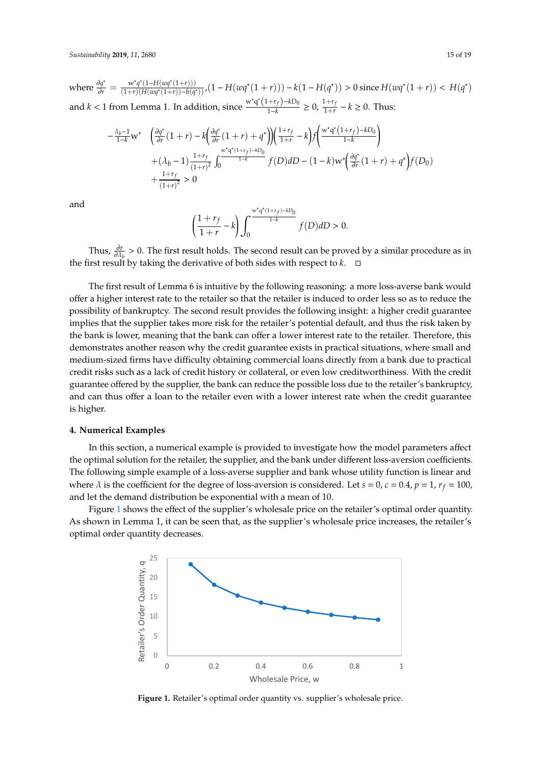where $\frac{\partial q^*}{\partial r} = \frac{\mathrm{w}^* q^*(1-H(wq^*(1+r)))}{(1+r)(H(wq^*(1+r)))-h(q^*))}$,$(1-H(wq^*(1+r)))-k(1-H(q^*))>0$ since $H(wq^*(1+r)) < H(q^*)$ and $k<1$ from Lemma 1. In addition, since $\frac{\mathrm{w}^*\mathrm{q}^*(1+r_f)-kD_0}{1-k} \geq 0$, $\frac{1+r_f}{1+r}-k \geq 0$. Thus:

$$
\begin{aligned}
-\frac{\lambda_b-1}{1-k}\mathrm{w}^* \quad & \left(\frac{\partial q^*}{\partial r}(1+r)-k\left(\frac{\partial q^*}{\partial r}(1+r)+q^*\right)\right)\left(\frac{1+r_f}{1+r}-k\right)f\left(\frac{\mathrm{w}^*\mathrm{q}^*(1+r_f)-kD_0}{1-k}\right) \\
& +(\lambda_b-1)\frac{1+r_f}{(1+r)^2}\int_0^{\frac{\mathrm{w}^*\mathrm{q}^*(1+r_f)-kD_0}{1-k}} f(D)dD-(1-k)\mathrm{w}^*\left(\frac{\partial q^*}{\partial r}(1+r)+q^*\right)f(D_0) \\
& +\frac{1+r_f}{(1+r)^2} > 0
\end{aligned}
$$

and

$$
\left(\frac{1+r_f}{1+r}-k\right)\int_0^{\frac{\mathrm{w}^*\mathrm{q}^*(1+r_f)-kD_0}{1-k}} f(D)dD > 0.
$$

Thus, $\frac{\partial r}{\partial \lambda_b} > 0$. The first result holds. The second result can be proved by a similar procedure as in the first result by taking the derivative of both sides with respect to $k$. □

The first result of Lemma 6 is intuitive by the following reasoning: a more loss-averse bank would offer a higher interest rate to the retailer so that the retailer is induced to order less so as to reduce the possibility of bankruptcy. The second result provides the following insight: a higher credit guarantee implies that the supplier takes more risk for the retailer's potential default, and thus the risk taken by the bank is lower, meaning that the bank can offer a lower interest rate to the retailer. Therefore, this demonstrates another reason why the credit guarantee exists in practical situations, where small and medium-sized firms have difficulty obtaining commercial loans directly from a bank due to practical credit risks such as a lack of credit history or collateral, or even low creditworthiness. With the credit guarantee offered by the supplier, the bank can reduce the possible loss due to the retailer's bankruptcy, and can thus offer a loan to the retailer even with a lower interest rate when the credit guarantee is higher.

## 4. Numerical Examples

In this section, a numerical example is provided to investigate how the model parameters affect the optimal solution for the retailer, the supplier, and the bank under different loss-aversion coefficients. The following simple example of a loss-averse supplier and bank whose utility function is linear and where $\lambda$ is the coefficient for the degree of loss-aversion is considered. Let $s = 0$, $c = 0.4$, $p = 1$, $r_f = 100$, and let the demand distribution be exponential with a mean of 10.

Figure 1 shows the effect of the supplier's wholesale price on the retailer's optimal order quantity. As shown in Lemma 1, it can be seen that, as the supplier's wholesale price increases, the retailer's optimal order quantity decreases.

**Figure 1.** Retailer's optimal order quantity vs. supplier's wholesale price.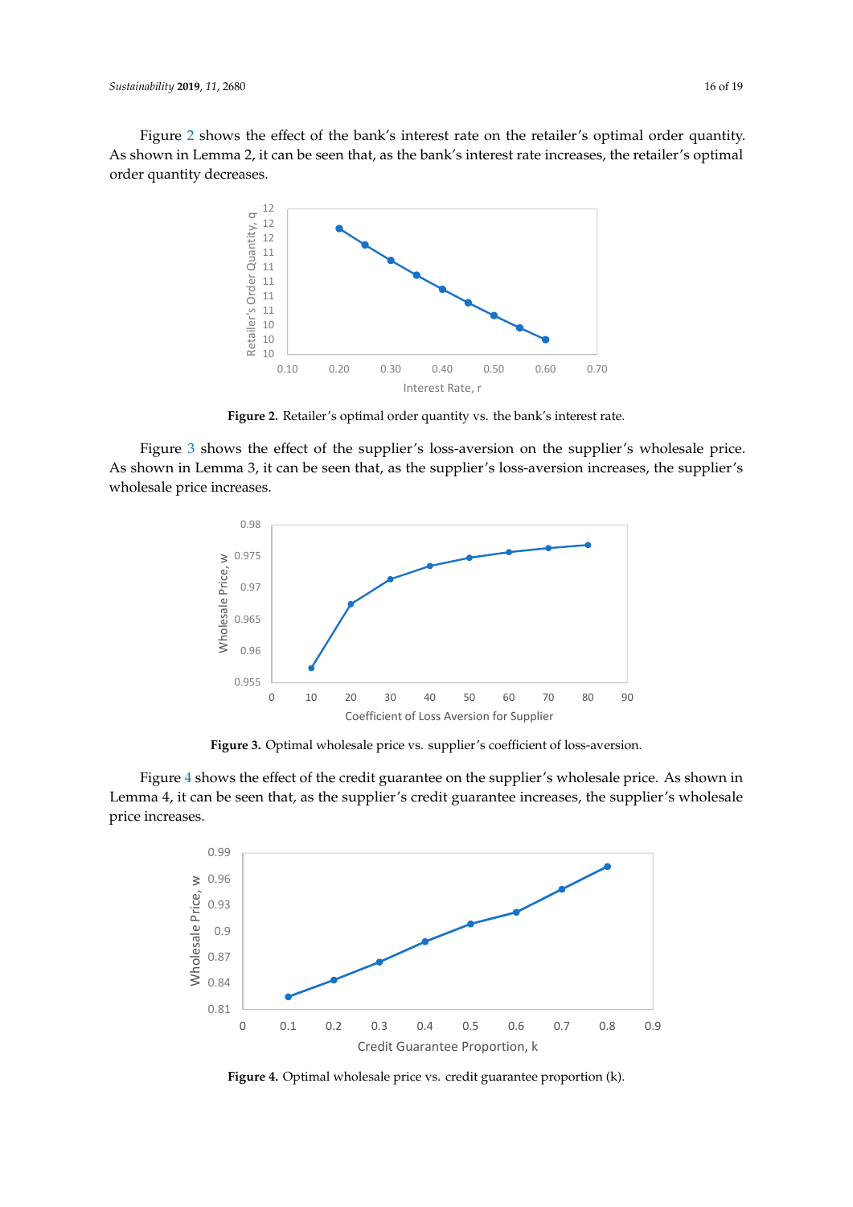Figure 2 shows the effect of the bank's interest rate on the retailer's optimal order quantity. As shown in Lemma 2, it can be seen that, as the bank's interest rate increases, the retailer's optimal order quantity decreases.

**Figure 2.** Retailer's optimal order quantity vs. the bank's interest rate.

Figure 3 shows the effect of the supplier's loss-aversion on the supplier's wholesale price. As shown in Lemma 3, it can be seen that, as the supplier's loss-aversion increases, the supplier's wholesale price increases.

**Figure 3.** Optimal wholesale price vs. supplier's coefficient of loss-aversion.

Figure 4 shows the effect of the credit guarantee on the supplier's wholesale price. As shown in Lemma 4, it can be seen that, as the supplier's credit guarantee increases, the supplier's wholesale price increases.

**Figure 4.** Optimal wholesale price vs. credit guarantee proportion (k).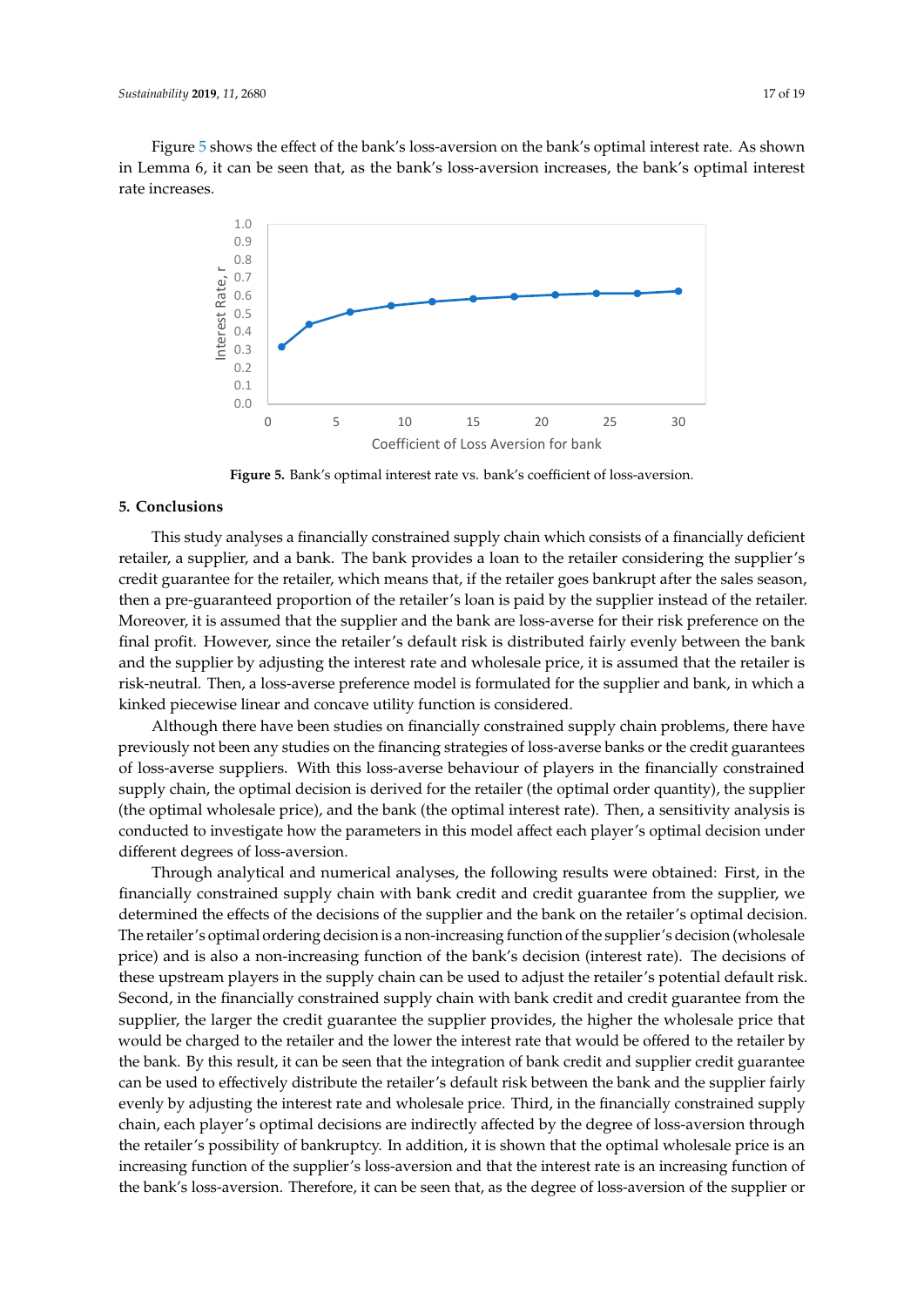Figure 5 shows the effect of the bank's loss-aversion on the bank's optimal interest rate. As shown in Lemma 6, it can be seen that, as the bank's loss-aversion increases, the bank's optimal interest rate increases.

**Figure 5.** Bank's optimal interest rate vs. bank's coefficient of loss-aversion.

## 5. Conclusions

This study analyses a financially constrained supply chain which consists of a financially deficient retailer, a supplier, and a bank. The bank provides a loan to the retailer considering the supplier's credit guarantee for the retailer, which means that, if the retailer goes bankrupt after the sales season, then a pre-guaranteed proportion of the retailer's loan is paid by the supplier instead of the retailer. Moreover, it is assumed that the supplier and the bank are loss-averse for their risk preference on the final profit. However, since the retailer's default risk is distributed fairly evenly between the bank and the supplier by adjusting the interest rate and wholesale price, it is assumed that the retailer is risk-neutral. Then, a loss-averse preference model is formulated for the supplier and bank, in which a kinked piecewise linear and concave utility function is considered.

Although there have been studies on financially constrained supply chain problems, there have previously not been any studies on the financing strategies of loss-averse banks or the credit guarantees of loss-averse suppliers. With this loss-averse behaviour of players in the financially constrained supply chain, the optimal decision is derived for the retailer (the optimal order quantity), the supplier (the optimal wholesale price), and the bank (the optimal interest rate). Then, a sensitivity analysis is conducted to investigate how the parameters in this model affect each player's optimal decision under different degrees of loss-aversion.

Through analytical and numerical analyses, the following results were obtained: First, in the financially constrained supply chain with bank credit and credit guarantee from the supplier, we determined the effects of the decisions of the supplier and the bank on the retailer's optimal decision. The retailer's optimal ordering decision is a non-increasing function of the supplier's decision (wholesale price) and is also a non-increasing function of the bank's decision (interest rate). The decisions of these upstream players in the supply chain can be used to adjust the retailer's potential default risk. Second, in the financially constrained supply chain with bank credit and credit guarantee from the supplier, the larger the credit guarantee the supplier provides, the higher the wholesale price that would be charged to the retailer and the lower the interest rate that would be offered to the retailer by the bank. By this result, it can be seen that the integration of bank credit and supplier credit guarantee can be used to effectively distribute the retailer's default risk between the bank and the supplier fairly evenly by adjusting the interest rate and wholesale price. Third, in the financially constrained supply chain, each player's optimal decisions are indirectly affected by the degree of loss-aversion through the retailer's possibility of bankruptcy. In addition, it is shown that the optimal wholesale price is an increasing function of the supplier's loss-aversion and that the interest rate is an increasing function of the bank's loss-aversion. Therefore, it can be seen that, as the degree of loss-aversion of the supplier or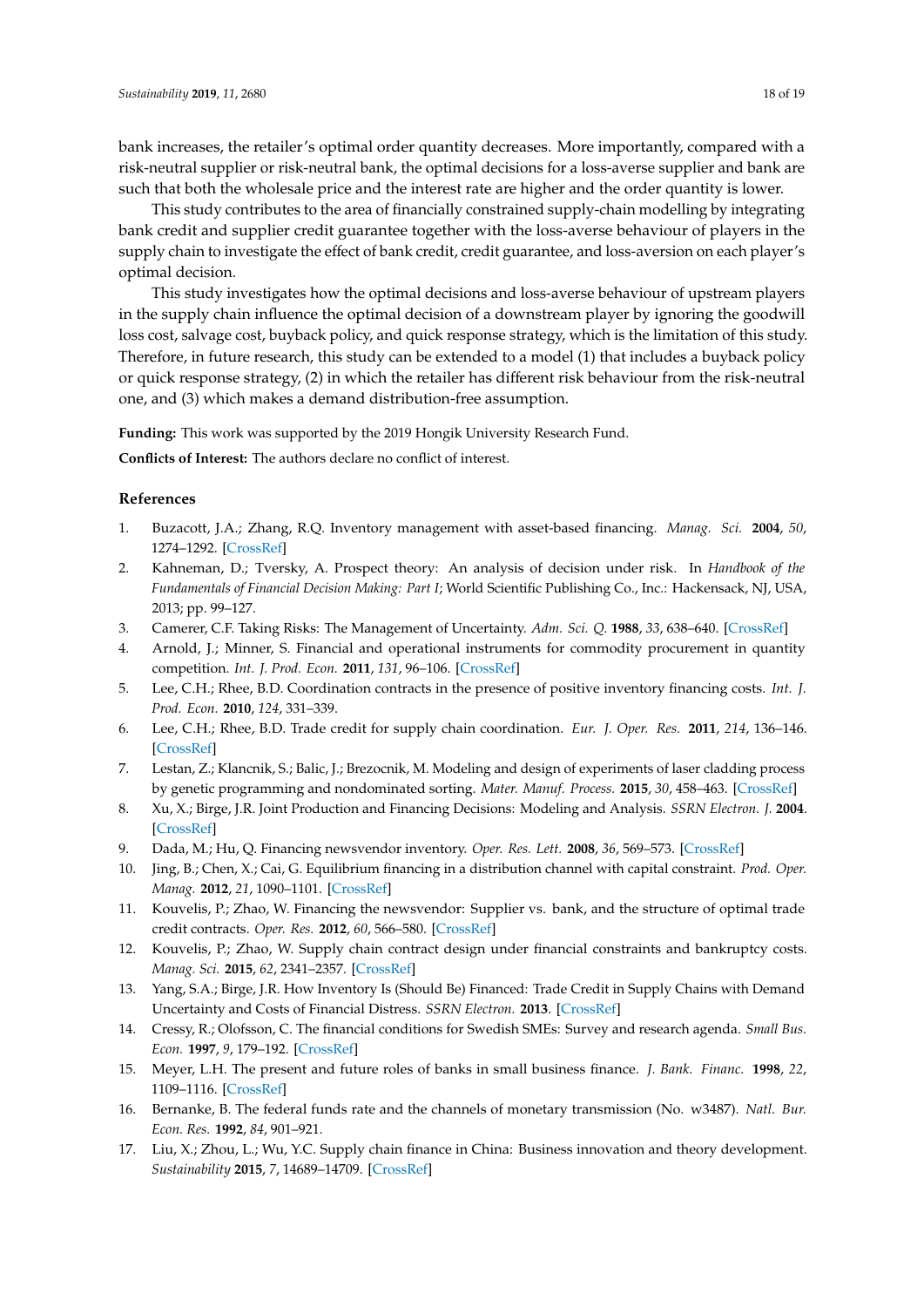bank increases, the retailer's optimal order quantity decreases. More importantly, compared with a risk-neutral supplier or risk-neutral bank, the optimal decisions for a loss-averse supplier and bank are such that both the wholesale price and the interest rate are higher and the order quantity is lower.

This study contributes to the area of financially constrained supply-chain modelling by integrating bank credit and supplier credit guarantee together with the loss-averse behaviour of players in the supply chain to investigate the effect of bank credit, credit guarantee, and loss-aversion on each player's optimal decision.

This study investigates how the optimal decisions and loss-averse behaviour of upstream players in the supply chain influence the optimal decision of a downstream player by ignoring the goodwill loss cost, salvage cost, buyback policy, and quick response strategy, which is the limitation of this study. Therefore, in future research, this study can be extended to a model (1) that includes a buyback policy or quick response strategy, (2) in which the retailer has different risk behaviour from the risk-neutral one, and (3) which makes a demand distribution-free assumption.

**Funding:** This work was supported by the 2019 Hongik University Research Fund.

**Conflicts of Interest:** The authors declare no conflict of interest.

## References

1. Buzacott, J.A.; Zhang, R.Q. Inventory management with asset-based financing. *Manag. Sci.* **2004**, *50*, 1274–1292. [CrossRef]
2. Kahneman, D.; Tversky, A. Prospect theory: An analysis of decision under risk. In *Handbook of the Fundamentals of Financial Decision Making: Part I*; World Scientific Publishing Co., Inc.: Hackensack, NJ, USA, 2013; pp. 99–127.
3. Camerer, C.F. Taking Risks: The Management of Uncertainty. *Adm. Sci. Q.* **1988**, *33*, 638–640. [CrossRef]
4. Arnold, J.; Minner, S. Financial and operational instruments for commodity procurement in quantity competition. *Int. J. Prod. Econ.* **2011**, *131*, 96–106. [CrossRef]
5. Lee, C.H.; Rhee, B.D. Coordination contracts in the presence of positive inventory financing costs. *Int. J. Prod. Econ.* **2010**, *124*, 331–339.
6. Lee, C.H.; Rhee, B.D. Trade credit for supply chain coordination. *Eur. J. Oper. Res.* **2011**, *214*, 136–146. [CrossRef]
7. Lestan, Z.; Klancnik, S.; Balic, J.; Brezocnik, M. Modeling and design of experiments of laser cladding process by genetic programming and nondominated sorting. *Mater. Manuf. Process.* **2015**, *30*, 458–463. [CrossRef]
8. Xu, X.; Birge, J.R. Joint Production and Financing Decisions: Modeling and Analysis. *SSRN Electron. J.* **2004**. [CrossRef]
9. Dada, M.; Hu, Q. Financing newsvendor inventory. *Oper. Res. Lett.* **2008**, *36*, 569–573. [CrossRef]
10. Jing, B.; Chen, X.; Cai, G. Equilibrium financing in a distribution channel with capital constraint. *Prod. Oper. Manag.* **2012**, *21*, 1090–1101. [CrossRef]
11. Kouvelis, P.; Zhao, W. Financing the newsvendor: Supplier vs. bank, and the structure of optimal trade credit contracts. *Oper. Res.* **2012**, *60*, 566–580. [CrossRef]
12. Kouvelis, P.; Zhao, W. Supply chain contract design under financial constraints and bankruptcy costs. *Manag. Sci.* **2015**, *62*, 2341–2357. [CrossRef]
13. Yang, S.A.; Birge, J.R. How Inventory Is (Should Be) Financed: Trade Credit in Supply Chains with Demand Uncertainty and Costs of Financial Distress. *SSRN Electron.* **2013**. [CrossRef]
14. Cressy, R.; Olofsson, C. The financial conditions for Swedish SMEs: Survey and research agenda. *Small Bus. Econ.* **1997**, *9*, 179–192. [CrossRef]
15. Meyer, L.H. The present and future roles of banks in small business finance. *J. Bank. Financ.* **1998**, *22*, 1109–1116. [CrossRef]
16. Bernanke, B. The federal funds rate and the channels of monetary transmission (No. w3487). *Natl. Bur. Econ. Res.* **1992**, *84*, 901–921.
17. Liu, X.; Zhou, L.; Wu, Y.C. Supply chain finance in China: Business innovation and theory development. *Sustainability* **2015**, *7*, 14689–14709. [CrossRef]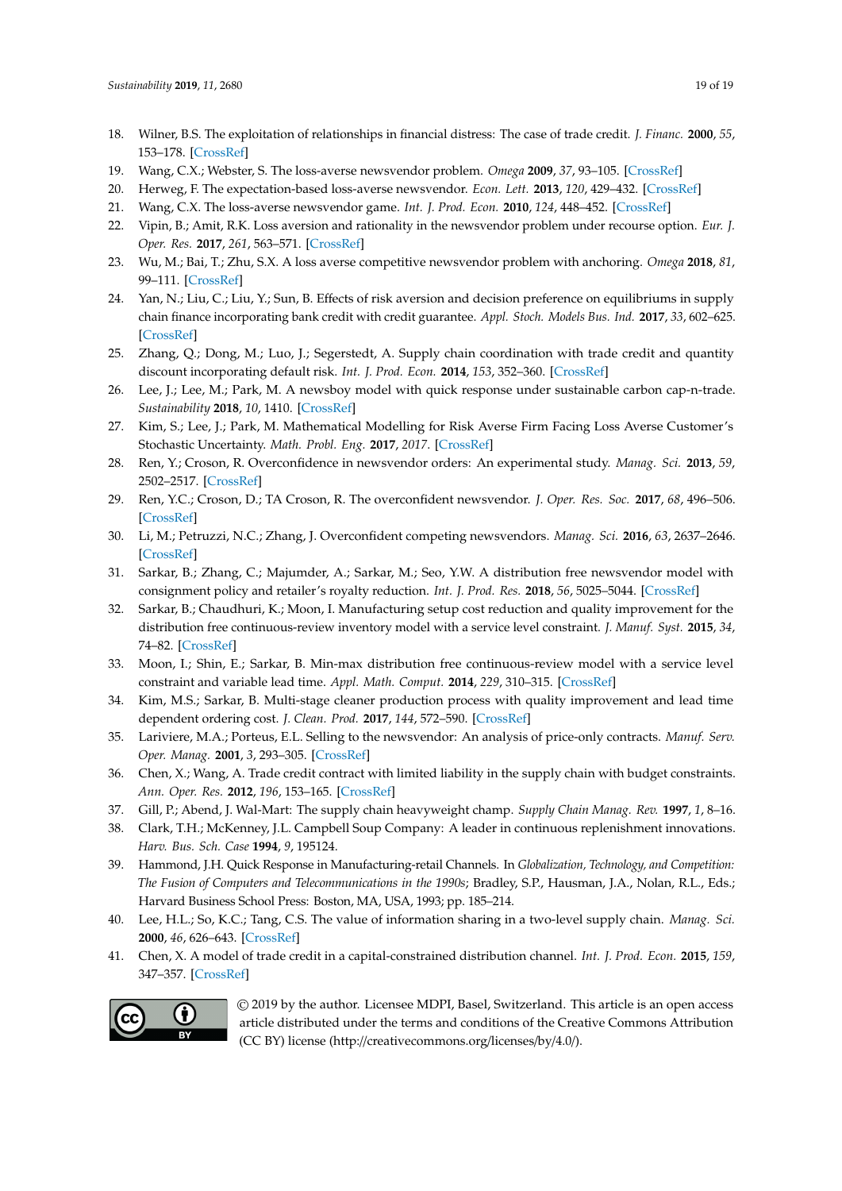18. Wilner, B.S. The exploitation of relationships in financial distress: The case of trade credit. *J. Financ.* **2000**, *55*, 153–178. [CrossRef]
19. Wang, C.X.; Webster, S. The loss-averse newsvendor problem. *Omega* **2009**, *37*, 93–105. [CrossRef]
20. Herweg, F. The expectation-based loss-averse newsvendor. *Econ. Lett.* **2013**, *120*, 429–432. [CrossRef]
21. Wang, C.X. The loss-averse newsvendor game. *Int. J. Prod. Econ.* **2010**, *124*, 448–452. [CrossRef]
22. Vipin, B.; Amit, R.K. Loss aversion and rationality in the newsvendor problem under recourse option. *Eur. J. Oper. Res.* **2017**, *261*, 563–571. [CrossRef]
23. Wu, M.; Bai, T.; Zhu, S.X. A loss averse competitive newsvendor problem with anchoring. *Omega* **2018**, *81*, 99–111. [CrossRef]
24. Yan, N.; Liu, C.; Liu, Y.; Sun, B. Effects of risk aversion and decision preference on equilibriums in supply chain finance incorporating bank credit with credit guarantee. *Appl. Stoch. Models Bus. Ind.* **2017**, *33*, 602–625. [CrossRef]
25. Zhang, Q.; Dong, M.; Luo, J.; Segerstedt, A. Supply chain coordination with trade credit and quantity discount incorporating default risk. *Int. J. Prod. Econ.* **2014**, *153*, 352–360. [CrossRef]
26. Lee, J.; Lee, M.; Park, M. A newsboy model with quick response under sustainable carbon cap-n-trade. *Sustainability* **2018**, *10*, 1410. [CrossRef]
27. Kim, S.; Lee, J.; Park, M. Mathematical Modelling for Risk Averse Firm Facing Loss Averse Customer's Stochastic Uncertainty. *Math. Probl. Eng.* **2017**, *2017*. [CrossRef]
28. Ren, Y.; Croson, R. Overconfidence in newsvendor orders: An experimental study. *Manag. Sci.* **2013**, *59*, 2502–2517. [CrossRef]
29. Ren, Y.C.; Croson, D.; TA Croson, R. The overconfident newsvendor. *J. Oper. Res. Soc.* **2017**, *68*, 496–506. [CrossRef]
30. Li, M.; Petruzzi, N.C.; Zhang, J. Overconfident competing newsvendors. *Manag. Sci.* **2016**, *63*, 2637–2646. [CrossRef]
31. Sarkar, B.; Zhang, C.; Majumder, A.; Sarkar, M.; Seo, Y.W. A distribution free newsvendor model with consignment policy and retailer's royalty reduction. *Int. J. Prod. Res.* **2018**, *56*, 5025–5044. [CrossRef]
32. Sarkar, B.; Chaudhuri, K.; Moon, I. Manufacturing setup cost reduction and quality improvement for the distribution free continuous-review inventory model with a service level constraint. *J. Manuf. Syst.* **2015**, *34*, 74–82. [CrossRef]
33. Moon, I.; Shin, E.; Sarkar, B. Min-max distribution free continuous-review model with a service level constraint and variable lead time. *Appl. Math. Comput.* **2014**, *229*, 310–315. [CrossRef]
34. Kim, M.S.; Sarkar, B. Multi-stage cleaner production process with quality improvement and lead time dependent ordering cost. *J. Clean. Prod.* **2017**, *144*, 572–590. [CrossRef]
35. Lariviere, M.A.; Porteus, E.L. Selling to the newsvendor: An analysis of price-only contracts. *Manuf. Serv. Oper. Manag.* **2001**, *3*, 293–305. [CrossRef]
36. Chen, X.; Wang, A. Trade credit contract with limited liability in the supply chain with budget constraints. *Ann. Oper. Res.* **2012**, *196*, 153–165. [CrossRef]
37. Gill, P.; Abend, J. Wal-Mart: The supply chain heavyweight champ. *Supply Chain Manag. Rev.* **1997**, *1*, 8–16.
38. Clark, T.H.; McKenney, J.L. Campbell Soup Company: A leader in continuous replenishment innovations. *Harv. Bus. Sch. Case* **1994**, *9*, 195124.
39. Hammond, J.H. Quick Response in Manufacturing-retail Channels. In *Globalization, Technology, and Competition: The Fusion of Computers and Telecommunications in the 1990s*; Bradley, S.P., Hausman, J.A., Nolan, R.L., Eds.; Harvard Business School Press: Boston, MA, USA, 1993; pp. 185–214.
40. Lee, H.L.; So, K.C.; Tang, C.S. The value of information sharing in a two-level supply chain. *Manag. Sci.* **2000**, *46*, 626–643. [CrossRef]
41. Chen, X. A model of trade credit in a capital-constrained distribution channel. *Int. J. Prod. Econ.* **2015**, *159*, 347–357. [CrossRef]

© 2019 by the author. Licensee MDPI, Basel, Switzerland. This article is an open access article distributed under the terms and conditions of the Creative Commons Attribution (CC BY) license (http://creativecommons.org/licenses/by/4.0/).